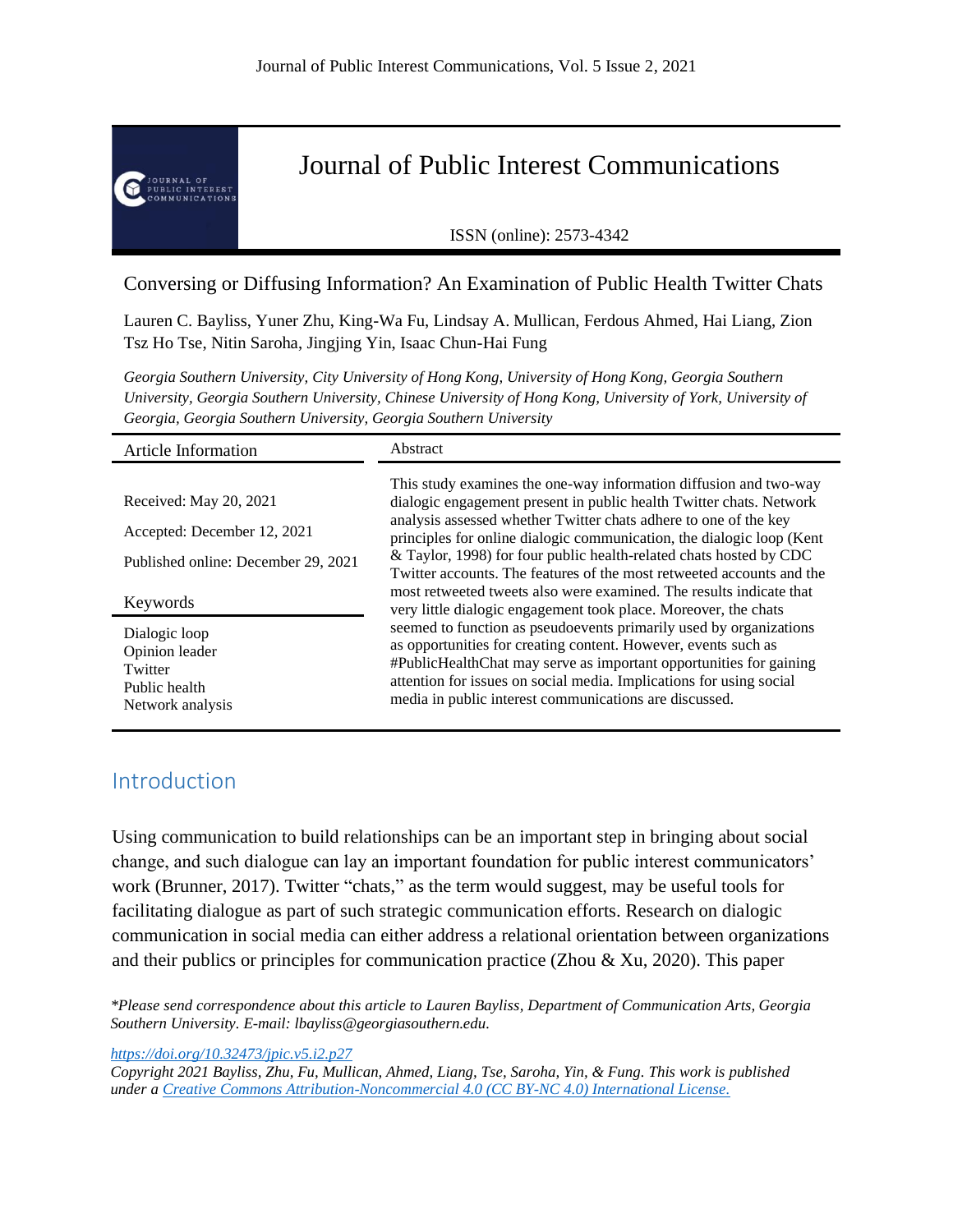# Journal of Public Interest Communications

ISSN (online): 2573-4342

## Conversing or Diffusing Information? An Examination of Public Health Twitter Chats

Lauren C. Bayliss, Yuner Zhu, King-Wa Fu, Lindsay A. Mullican, Ferdous Ahmed, Hai Liang, Zion Tsz Ho Tse, Nitin Saroha, Jingjing Yin, Isaac Chun-Hai Fung

*Georgia Southern University, City University of Hong Kong, University of Hong Kong, Georgia Southern University, Georgia Southern University, Chinese University of Hong Kong, University of York, University of Georgia, Georgia Southern University, Georgia Southern University*

**Article Information**

Received: May 20, 2021

Accepted: December 12, 2021

Published online: December 29, 2021

**Keywords**

Dialogic loop
Opinion leader
Twitter
Public health
Network analysis

**Abstract**

This study examines the one-way information diffusion and two-way dialogic engagement present in public health Twitter chats. Network analysis assessed whether Twitter chats adhere to one of the key principles for online dialogic communication, the dialogic loop (Kent & Taylor, 1998) for four public health-related chats hosted by CDC Twitter accounts. The features of the most retweeted accounts and the most retweeted tweets also were examined. The results indicate that very little dialogic engagement took place. Moreover, the chats seemed to function as pseudoevents primarily used by organizations as opportunities for creating content. However, events such as #PublicHealthChat may serve as important opportunities for gaining attention for issues on social media. Implications for using social media in public interest communications are discussed.

## Introduction

Using communication to build relationships can be an important step in bringing about social change, and such dialogue can lay an important foundation for public interest communicators' work (Brunner, 2017). Twitter "chats," as the term would suggest, may be useful tools for facilitating dialogue as part of such strategic communication efforts. Research on dialogic communication in social media can either address a relational orientation between organizations and their publics or principles for communication practice (Zhou & Xu, 2020). This paper

*\*Please send correspondence about this article to Lauren Bayliss, Department of Communication Arts, Georgia Southern University. E-mail: lbayliss@georgiasouthern.edu.*

https://doi.org/10.32473/jpic.v5.i2.p27

*Copyright 2021 Bayliss, Zhu, Fu, Mullican, Ahmed, Liang, Tse, Saroha, Yin, & Fung. This work is published under a Creative Commons Attribution-Noncommercial 4.0 (CC BY-NC 4.0) International License.*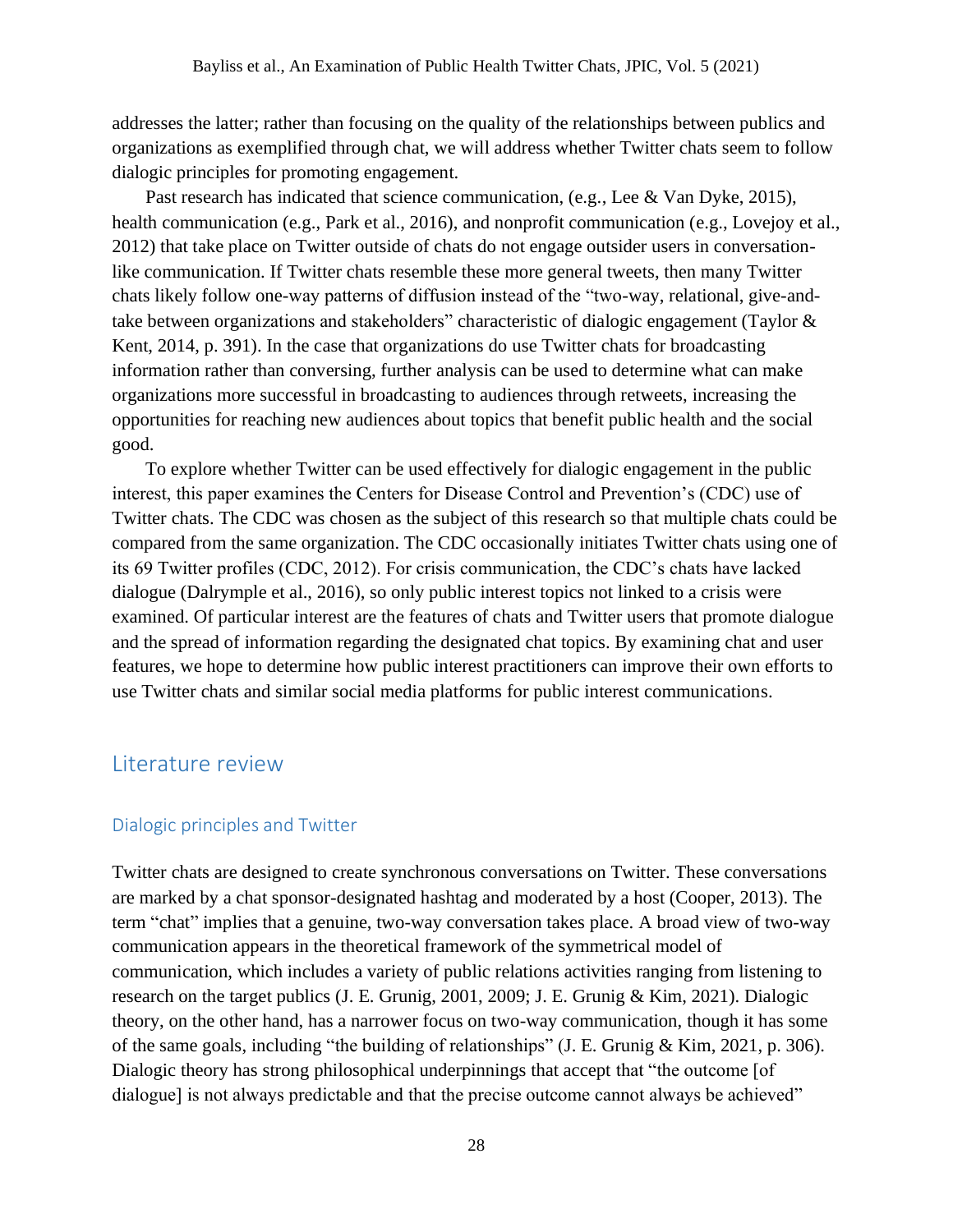addresses the latter; rather than focusing on the quality of the relationships between publics and organizations as exemplified through chat, we will address whether Twitter chats seem to follow dialogic principles for promoting engagement.

Past research has indicated that science communication, (e.g., Lee & Van Dyke, 2015), health communication (e.g., Park et al., 2016), and nonprofit communication (e.g., Lovejoy et al., 2012) that take place on Twitter outside of chats do not engage outsider users in conversation-like communication. If Twitter chats resemble these more general tweets, then many Twitter chats likely follow one-way patterns of diffusion instead of the "two-way, relational, give-and-take between organizations and stakeholders" characteristic of dialogic engagement (Taylor & Kent, 2014, p. 391). In the case that organizations do use Twitter chats for broadcasting information rather than conversing, further analysis can be used to determine what can make organizations more successful in broadcasting to audiences through retweets, increasing the opportunities for reaching new audiences about topics that benefit public health and the social good.

To explore whether Twitter can be used effectively for dialogic engagement in the public interest, this paper examines the Centers for Disease Control and Prevention's (CDC) use of Twitter chats. The CDC was chosen as the subject of this research so that multiple chats could be compared from the same organization. The CDC occasionally initiates Twitter chats using one of its 69 Twitter profiles (CDC, 2012). For crisis communication, the CDC's chats have lacked dialogue (Dalrymple et al., 2016), so only public interest topics not linked to a crisis were examined. Of particular interest are the features of chats and Twitter users that promote dialogue and the spread of information regarding the designated chat topics. By examining chat and user features, we hope to determine how public interest practitioners can improve their own efforts to use Twitter chats and similar social media platforms for public interest communications.

## Literature review

### Dialogic principles and Twitter

Twitter chats are designed to create synchronous conversations on Twitter. These conversations are marked by a chat sponsor-designated hashtag and moderated by a host (Cooper, 2013). The term "chat" implies that a genuine, two-way conversation takes place. A broad view of two-way communication appears in the theoretical framework of the symmetrical model of communication, which includes a variety of public relations activities ranging from listening to research on the target publics (J. E. Grunig, 2001, 2009; J. E. Grunig & Kim, 2021). Dialogic theory, on the other hand, has a narrower focus on two-way communication, though it has some of the same goals, including "the building of relationships" (J. E. Grunig & Kim, 2021, p. 306). Dialogic theory has strong philosophical underpinnings that accept that "the outcome [of dialogue] is not always predictable and that the precise outcome cannot always be achieved"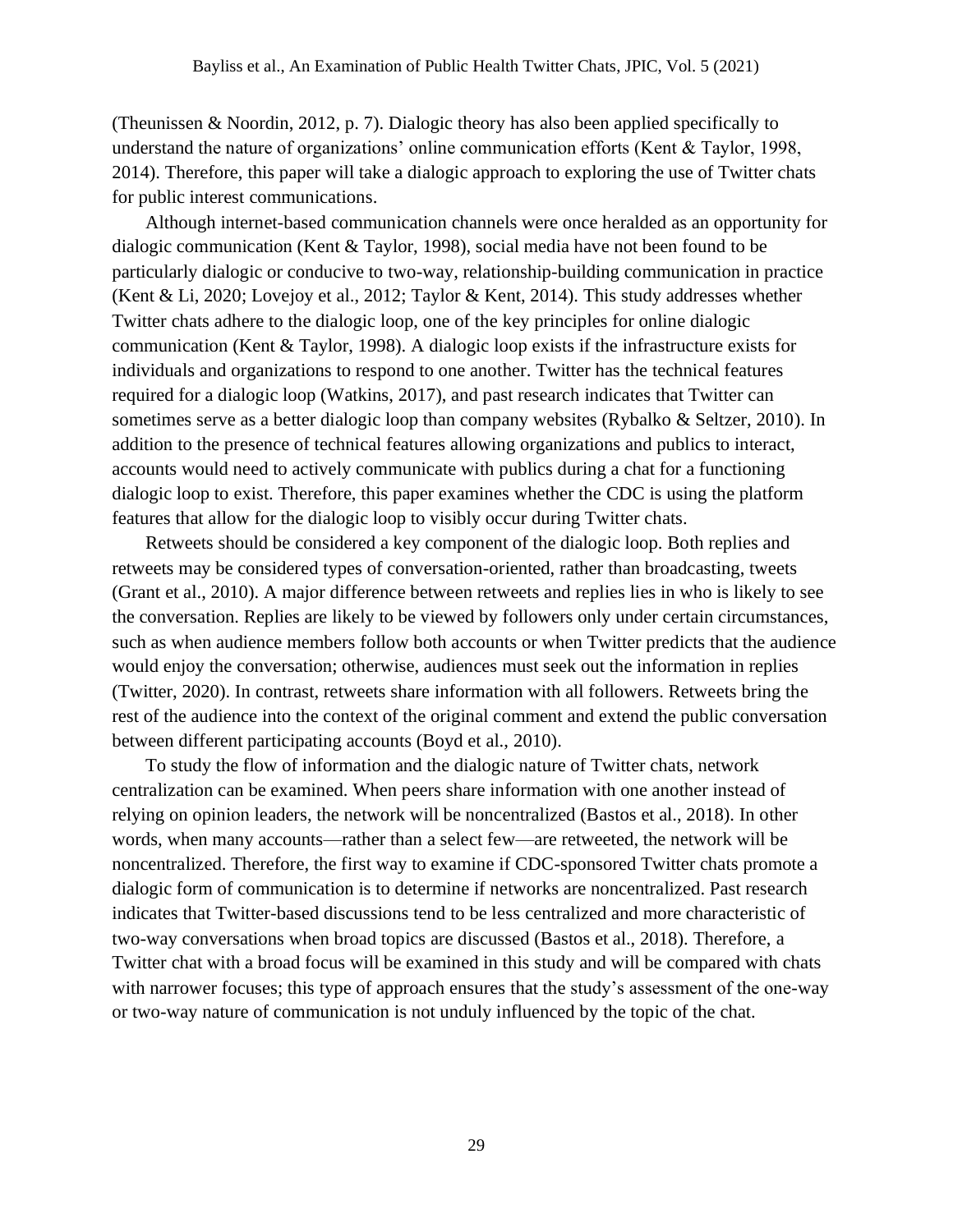(Theunissen & Noordin, 2012, p. 7). Dialogic theory has also been applied specifically to understand the nature of organizations' online communication efforts (Kent & Taylor, 1998, 2014). Therefore, this paper will take a dialogic approach to exploring the use of Twitter chats for public interest communications.

Although internet-based communication channels were once heralded as an opportunity for dialogic communication (Kent & Taylor, 1998), social media have not been found to be particularly dialogic or conducive to two-way, relationship-building communication in practice (Kent & Li, 2020; Lovejoy et al., 2012; Taylor & Kent, 2014). This study addresses whether Twitter chats adhere to the dialogic loop, one of the key principles for online dialogic communication (Kent & Taylor, 1998). A dialogic loop exists if the infrastructure exists for individuals and organizations to respond to one another. Twitter has the technical features required for a dialogic loop (Watkins, 2017), and past research indicates that Twitter can sometimes serve as a better dialogic loop than company websites (Rybalko & Seltzer, 2010). In addition to the presence of technical features allowing organizations and publics to interact, accounts would need to actively communicate with publics during a chat for a functioning dialogic loop to exist. Therefore, this paper examines whether the CDC is using the platform features that allow for the dialogic loop to visibly occur during Twitter chats.

Retweets should be considered a key component of the dialogic loop. Both replies and retweets may be considered types of conversation-oriented, rather than broadcasting, tweets (Grant et al., 2010). A major difference between retweets and replies lies in who is likely to see the conversation. Replies are likely to be viewed by followers only under certain circumstances, such as when audience members follow both accounts or when Twitter predicts that the audience would enjoy the conversation; otherwise, audiences must seek out the information in replies (Twitter, 2020). In contrast, retweets share information with all followers. Retweets bring the rest of the audience into the context of the original comment and extend the public conversation between different participating accounts (Boyd et al., 2010).

To study the flow of information and the dialogic nature of Twitter chats, network centralization can be examined. When peers share information with one another instead of relying on opinion leaders, the network will be noncentralized (Bastos et al., 2018). In other words, when many accounts—rather than a select few—are retweeted, the network will be noncentralized. Therefore, the first way to examine if CDC-sponsored Twitter chats promote a dialogic form of communication is to determine if networks are noncentralized. Past research indicates that Twitter-based discussions tend to be less centralized and more characteristic of two-way conversations when broad topics are discussed (Bastos et al., 2018). Therefore, a Twitter chat with a broad focus will be examined in this study and will be compared with chats with narrower focuses; this type of approach ensures that the study's assessment of the one-way or two-way nature of communication is not unduly influenced by the topic of the chat.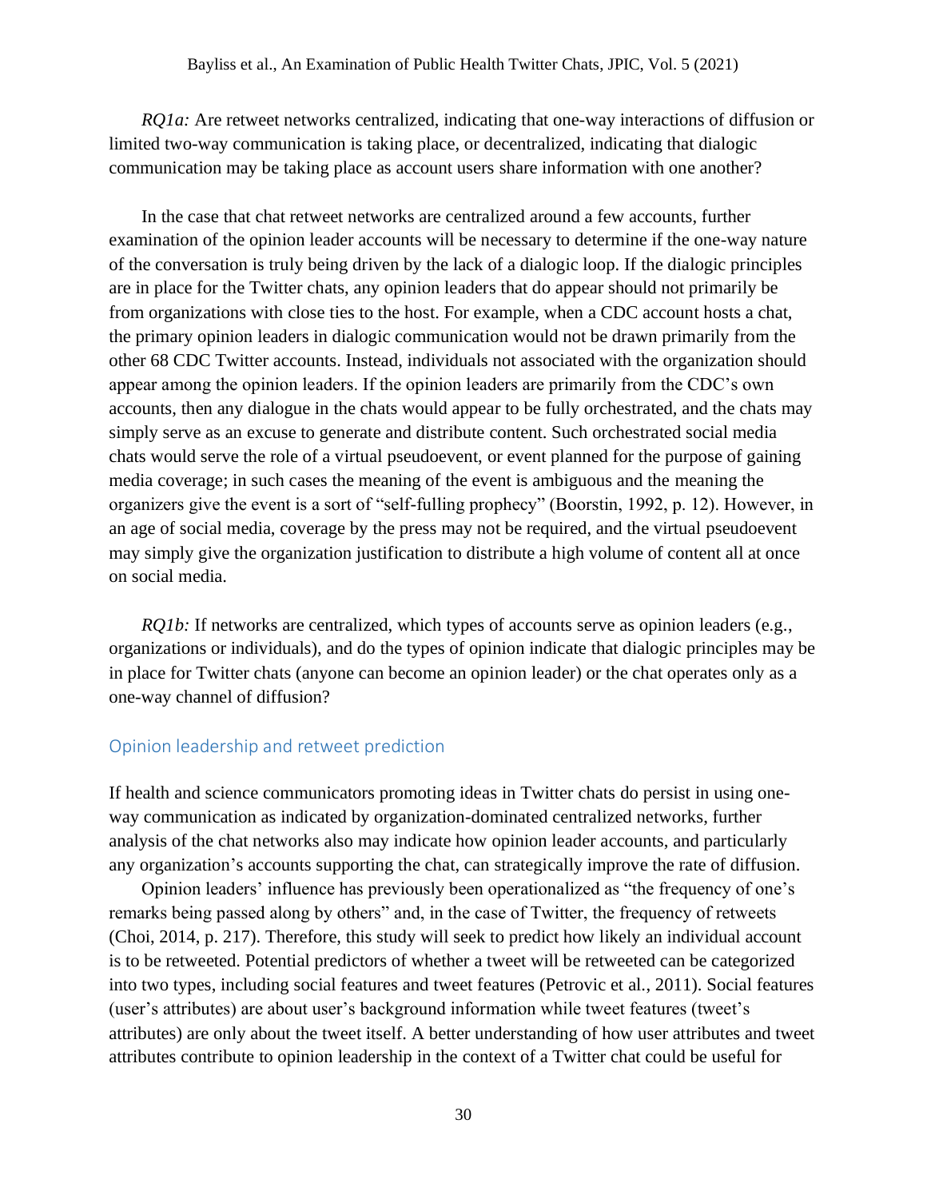*RQ1a:* Are retweet networks centralized, indicating that one-way interactions of diffusion or limited two-way communication is taking place, or decentralized, indicating that dialogic communication may be taking place as account users share information with one another?

In the case that chat retweet networks are centralized around a few accounts, further examination of the opinion leader accounts will be necessary to determine if the one-way nature of the conversation is truly being driven by the lack of a dialogic loop. If the dialogic principles are in place for the Twitter chats, any opinion leaders that do appear should not primarily be from organizations with close ties to the host. For example, when a CDC account hosts a chat, the primary opinion leaders in dialogic communication would not be drawn primarily from the other 68 CDC Twitter accounts. Instead, individuals not associated with the organization should appear among the opinion leaders. If the opinion leaders are primarily from the CDC's own accounts, then any dialogue in the chats would appear to be fully orchestrated, and the chats may simply serve as an excuse to generate and distribute content. Such orchestrated social media chats would serve the role of a virtual pseudoevent, or event planned for the purpose of gaining media coverage; in such cases the meaning of the event is ambiguous and the meaning the organizers give the event is a sort of "self-fulling prophecy" (Boorstin, 1992, p. 12). However, in an age of social media, coverage by the press may not be required, and the virtual pseudoevent may simply give the organization justification to distribute a high volume of content all at once on social media.

*RQ1b:* If networks are centralized, which types of accounts serve as opinion leaders (e.g., organizations or individuals), and do the types of opinion indicate that dialogic principles may be in place for Twitter chats (anyone can become an opinion leader) or the chat operates only as a one-way channel of diffusion?

## Opinion leadership and retweet prediction

If health and science communicators promoting ideas in Twitter chats do persist in using one-way communication as indicated by organization-dominated centralized networks, further analysis of the chat networks also may indicate how opinion leader accounts, and particularly any organization's accounts supporting the chat, can strategically improve the rate of diffusion.

Opinion leaders' influence has previously been operationalized as "the frequency of one's remarks being passed along by others" and, in the case of Twitter, the frequency of retweets (Choi, 2014, p. 217). Therefore, this study will seek to predict how likely an individual account is to be retweeted. Potential predictors of whether a tweet will be retweeted can be categorized into two types, including social features and tweet features (Petrovic et al., 2011). Social features (user's attributes) are about user's background information while tweet features (tweet's attributes) are only about the tweet itself. A better understanding of how user attributes and tweet attributes contribute to opinion leadership in the context of a Twitter chat could be useful for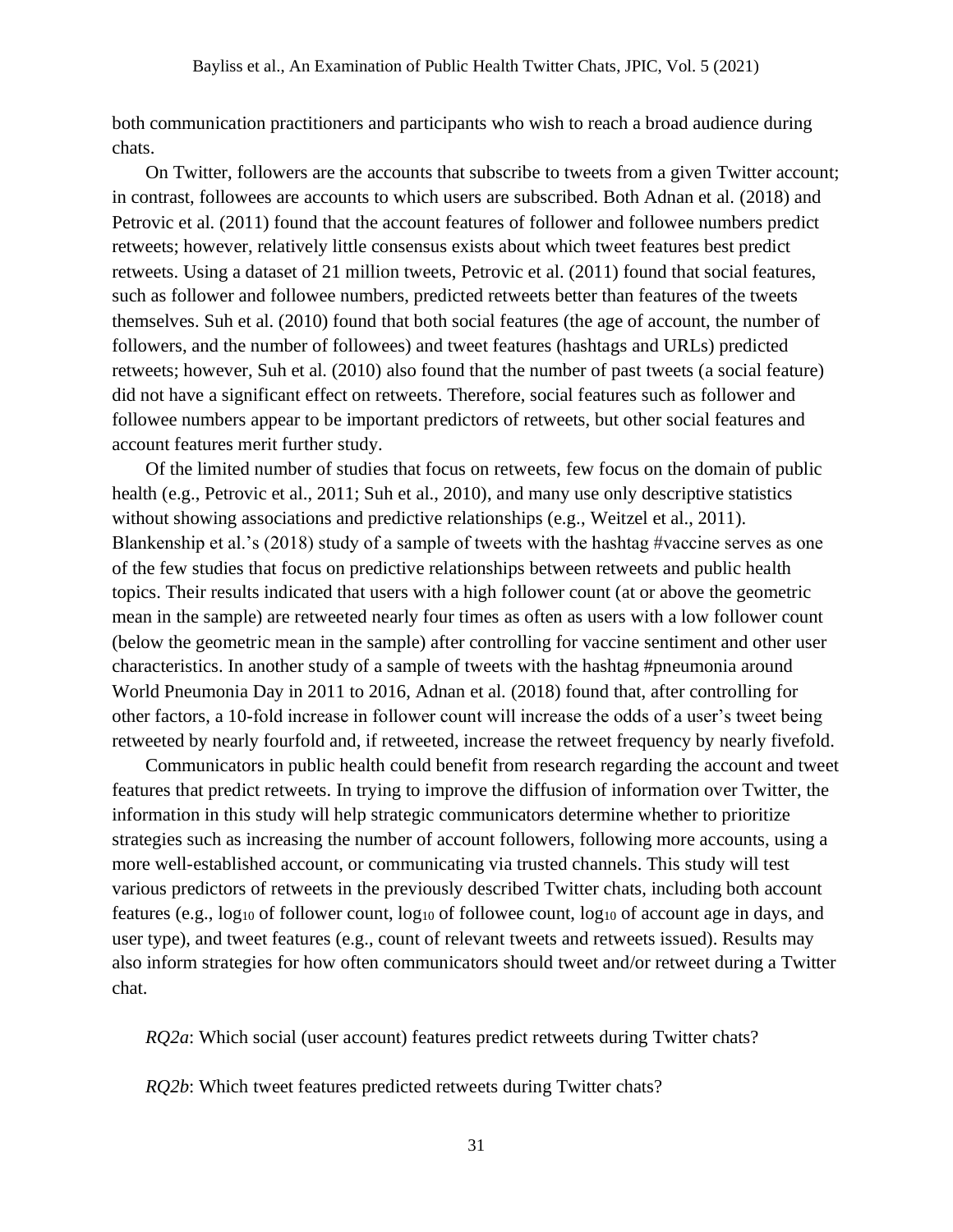both communication practitioners and participants who wish to reach a broad audience during chats.

On Twitter, followers are the accounts that subscribe to tweets from a given Twitter account; in contrast, followees are accounts to which users are subscribed. Both Adnan et al. (2018) and Petrovic et al. (2011) found that the account features of follower and followee numbers predict retweets; however, relatively little consensus exists about which tweet features best predict retweets. Using a dataset of 21 million tweets, Petrovic et al. (2011) found that social features, such as follower and followee numbers, predicted retweets better than features of the tweets themselves. Suh et al. (2010) found that both social features (the age of account, the number of followers, and the number of followees) and tweet features (hashtags and URLs) predicted retweets; however, Suh et al. (2010) also found that the number of past tweets (a social feature) did not have a significant effect on retweets. Therefore, social features such as follower and followee numbers appear to be important predictors of retweets, but other social features and account features merit further study.

Of the limited number of studies that focus on retweets, few focus on the domain of public health (e.g., Petrovic et al., 2011; Suh et al., 2010), and many use only descriptive statistics without showing associations and predictive relationships (e.g., Weitzel et al., 2011). Blankenship et al.'s (2018) study of a sample of tweets with the hashtag #vaccine serves as one of the few studies that focus on predictive relationships between retweets and public health topics. Their results indicated that users with a high follower count (at or above the geometric mean in the sample) are retweeted nearly four times as often as users with a low follower count (below the geometric mean in the sample) after controlling for vaccine sentiment and other user characteristics. In another study of a sample of tweets with the hashtag #pneumonia around World Pneumonia Day in 2011 to 2016, Adnan et al. (2018) found that, after controlling for other factors, a 10-fold increase in follower count will increase the odds of a user's tweet being retweeted by nearly fourfold and, if retweeted, increase the retweet frequency by nearly fivefold.

Communicators in public health could benefit from research regarding the account and tweet features that predict retweets. In trying to improve the diffusion of information over Twitter, the information in this study will help strategic communicators determine whether to prioritize strategies such as increasing the number of account followers, following more accounts, using a more well-established account, or communicating via trusted channels. This study will test various predictors of retweets in the previously described Twitter chats, including both account features (e.g., $\log_{10}$ of follower count, $\log_{10}$ of followee count, $\log_{10}$ of account age in days, and user type), and tweet features (e.g., count of relevant tweets and retweets issued). Results may also inform strategies for how often communicators should tweet and/or retweet during a Twitter chat.

*RQ2a*: Which social (user account) features predict retweets during Twitter chats?

*RQ2b*: Which tweet features predicted retweets during Twitter chats?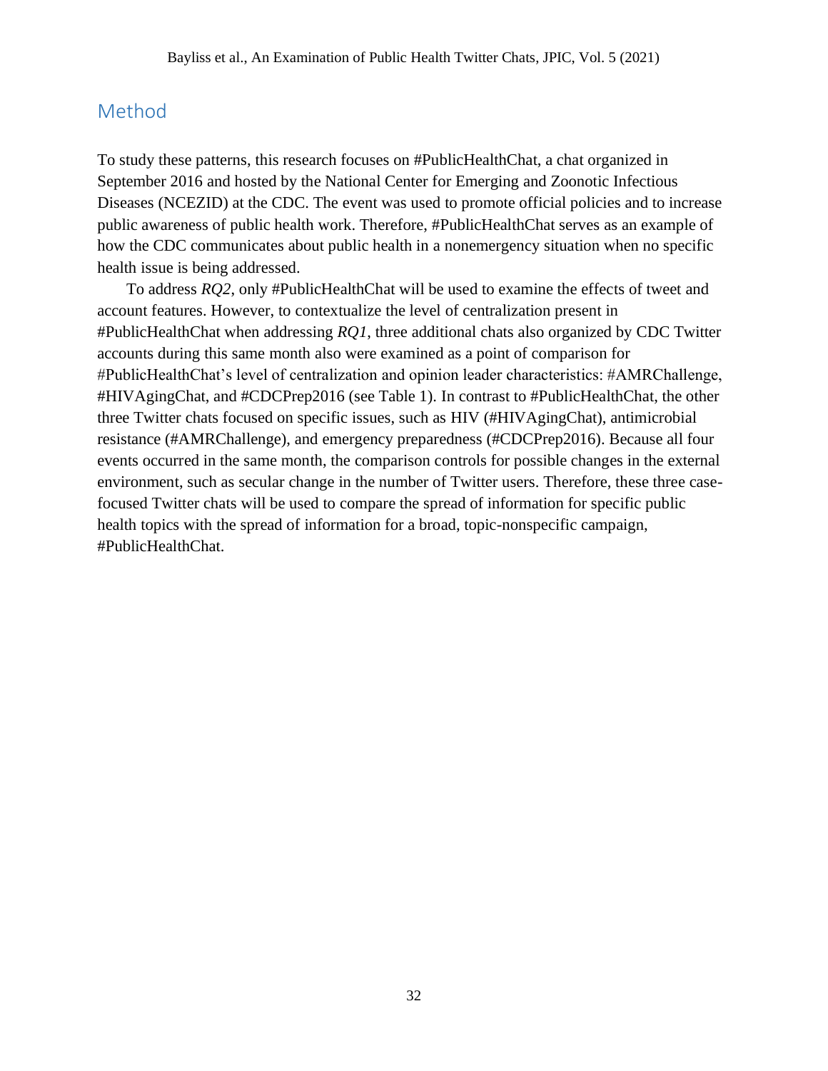## Method

To study these patterns, this research focuses on #PublicHealthChat, a chat organized in September 2016 and hosted by the National Center for Emerging and Zoonotic Infectious Diseases (NCEZID) at the CDC. The event was used to promote official policies and to increase public awareness of public health work. Therefore, #PublicHealthChat serves as an example of how the CDC communicates about public health in a nonemergency situation when no specific health issue is being addressed.

To address *RQ2*, only #PublicHealthChat will be used to examine the effects of tweet and account features. However, to contextualize the level of centralization present in #PublicHealthChat when addressing *RQ1*, three additional chats also organized by CDC Twitter accounts during this same month also were examined as a point of comparison for #PublicHealthChat's level of centralization and opinion leader characteristics: #AMRChallenge, #HIVAgingChat, and #CDCPrep2016 (see Table 1). In contrast to #PublicHealthChat, the other three Twitter chats focused on specific issues, such as HIV (#HIVAgingChat), antimicrobial resistance (#AMRChallenge), and emergency preparedness (#CDCPrep2016). Because all four events occurred in the same month, the comparison controls for possible changes in the external environment, such as secular change in the number of Twitter users. Therefore, these three case-focused Twitter chats will be used to compare the spread of information for specific public health topics with the spread of information for a broad, topic-nonspecific campaign, #PublicHealthChat.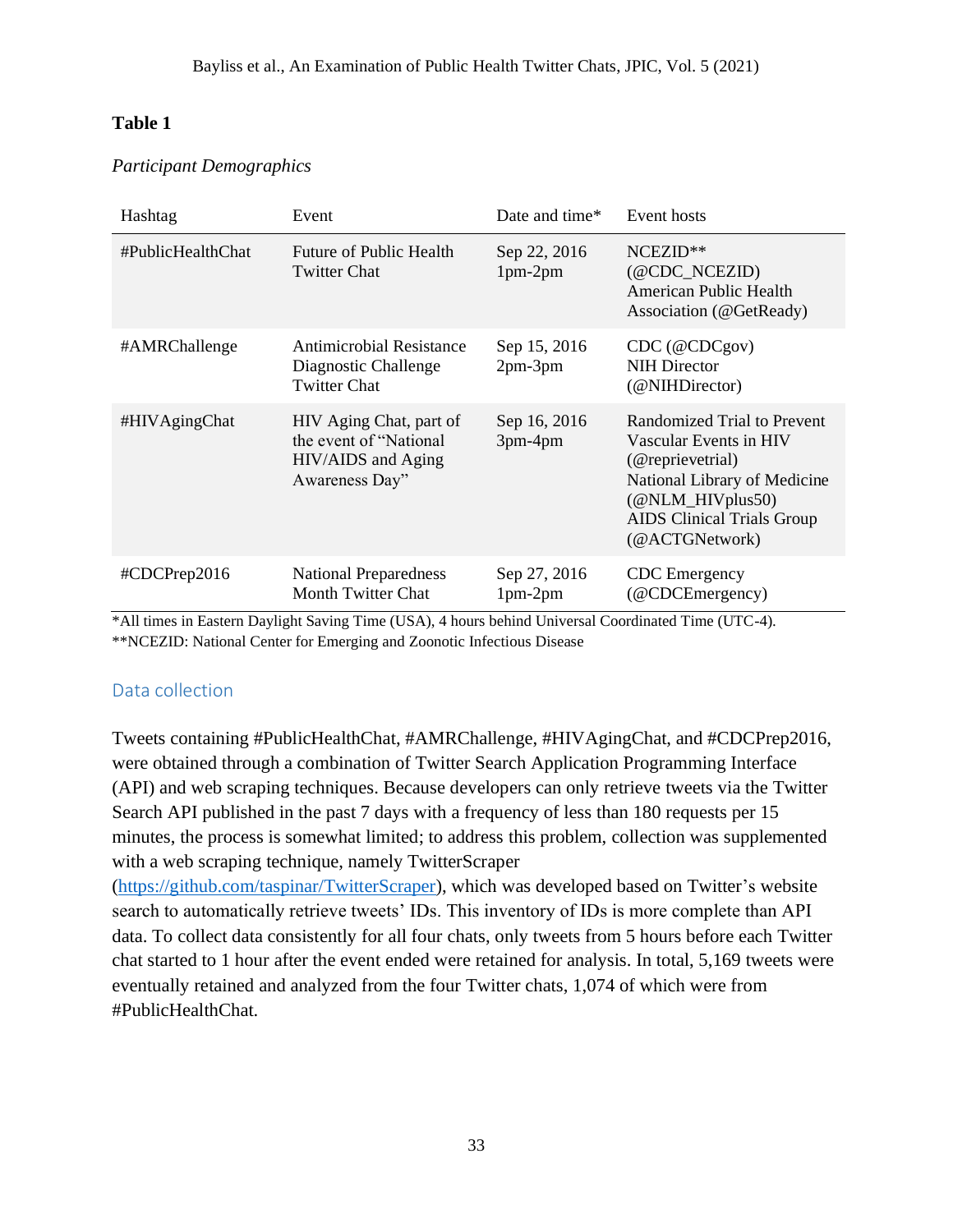**Table 1**

*Participant Demographics*

| Hashtag | Event | Date and time* | Event hosts |
|---|---|---|---|
| #PublicHealthChat | Future of Public Health Twitter Chat | Sep 22, 2016 1pm-2pm | NCEZID** (@CDC_NCEZID) American Public Health Association (@GetReady) |
| #AMRChallenge | Antimicrobial Resistance Diagnostic Challenge Twitter Chat | Sep 15, 2016 2pm-3pm | CDC (@CDCgov) NIH Director (@NIHDirector) |
| #HIVAgingChat | HIV Aging Chat, part of the event of "National HIV/AIDS and Aging Awareness Day" | Sep 16, 2016 3pm-4pm | Randomized Trial to Prevent Vascular Events in HIV (@reprievetrial) National Library of Medicine (@NLM_HIVplus50) AIDS Clinical Trials Group (@ACTGNetwork) |
| #CDCPrep2016 | National Preparedness Month Twitter Chat | Sep 27, 2016 1pm-2pm | CDC Emergency (@CDCEmergency) |

*All times in Eastern Daylight Saving Time (USA), 4 hours behind Universal Coordinated Time (UTC-4).
**NCEZID: National Center for Emerging and Zoonotic Infectious Disease

## Data collection

Tweets containing #PublicHealthChat, #AMRChallenge, #HIVAgingChat, and #CDCPrep2016, were obtained through a combination of Twitter Search Application Programming Interface (API) and web scraping techniques. Because developers can only retrieve tweets via the Twitter Search API published in the past 7 days with a frequency of less than 180 requests per 15 minutes, the process is somewhat limited; to address this problem, collection was supplemented with a web scraping technique, namely TwitterScraper (https://github.com/taspinar/TwitterScraper), which was developed based on Twitter's website search to automatically retrieve tweets' IDs. This inventory of IDs is more complete than API data. To collect data consistently for all four chats, only tweets from 5 hours before each Twitter chat started to 1 hour after the event ended were retained for analysis. In total, 5,169 tweets were eventually retained and analyzed from the four Twitter chats, 1,074 of which were from #PublicHealthChat.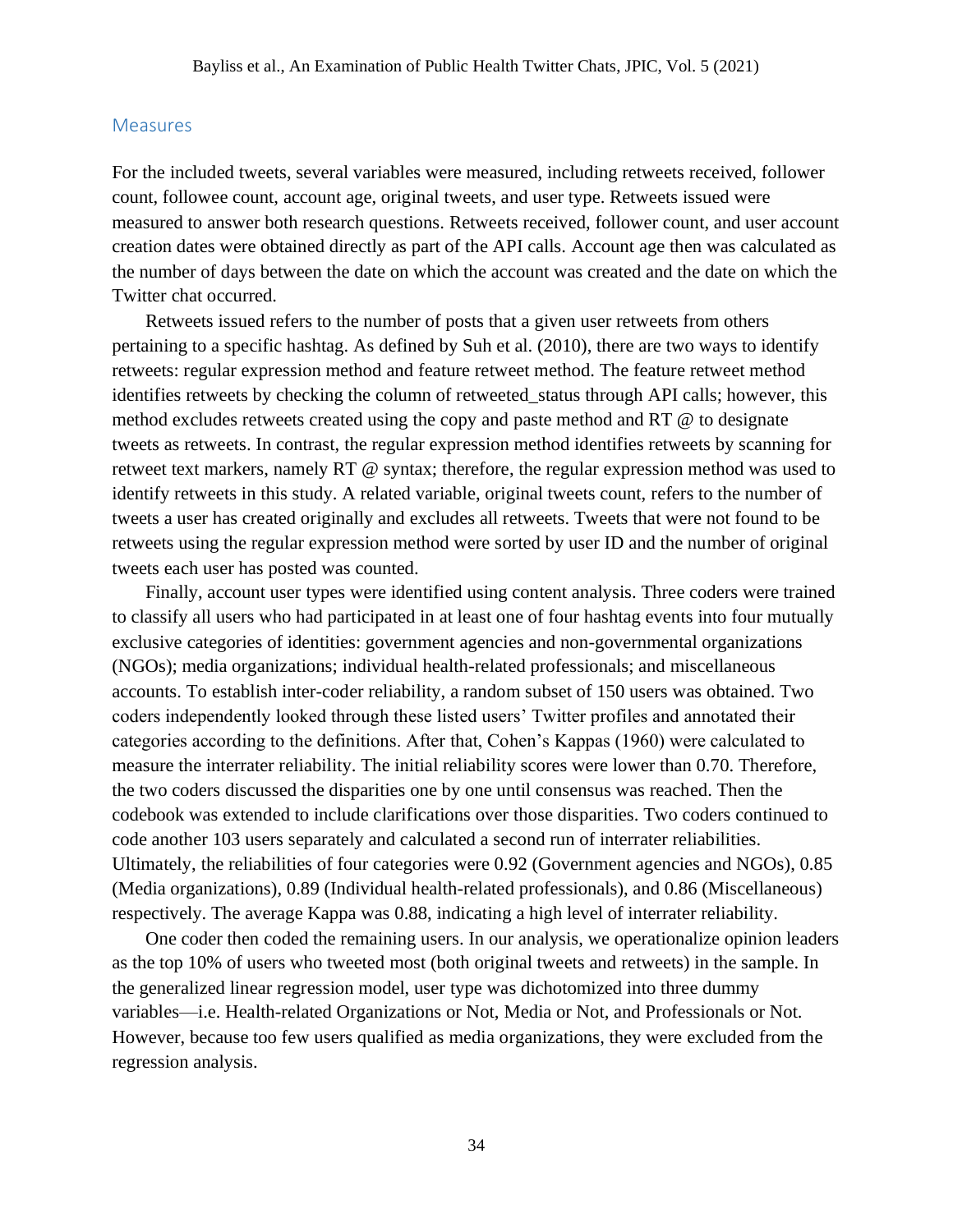## Measures

For the included tweets, several variables were measured, including retweets received, follower count, followee count, account age, original tweets, and user type. Retweets issued were measured to answer both research questions. Retweets received, follower count, and user account creation dates were obtained directly as part of the API calls. Account age then was calculated as the number of days between the date on which the account was created and the date on which the Twitter chat occurred.

Retweets issued refers to the number of posts that a given user retweets from others pertaining to a specific hashtag. As defined by Suh et al. (2010), there are two ways to identify retweets: regular expression method and feature retweet method. The feature retweet method identifies retweets by checking the column of retweeted_status through API calls; however, this method excludes retweets created using the copy and paste method and RT @ to designate tweets as retweets. In contrast, the regular expression method identifies retweets by scanning for retweet text markers, namely RT @ syntax; therefore, the regular expression method was used to identify retweets in this study. A related variable, original tweets count, refers to the number of tweets a user has created originally and excludes all retweets. Tweets that were not found to be retweets using the regular expression method were sorted by user ID and the number of original tweets each user has posted was counted.

Finally, account user types were identified using content analysis. Three coders were trained to classify all users who had participated in at least one of four hashtag events into four mutually exclusive categories of identities: government agencies and non-governmental organizations (NGOs); media organizations; individual health-related professionals; and miscellaneous accounts. To establish inter-coder reliability, a random subset of 150 users was obtained. Two coders independently looked through these listed users' Twitter profiles and annotated their categories according to the definitions. After that, Cohen's Kappas (1960) were calculated to measure the interrater reliability. The initial reliability scores were lower than 0.70. Therefore, the two coders discussed the disparities one by one until consensus was reached. Then the codebook was extended to include clarifications over those disparities. Two coders continued to code another 103 users separately and calculated a second run of interrater reliabilities. Ultimately, the reliabilities of four categories were 0.92 (Government agencies and NGOs), 0.85 (Media organizations), 0.89 (Individual health-related professionals), and 0.86 (Miscellaneous) respectively. The average Kappa was 0.88, indicating a high level of interrater reliability.

One coder then coded the remaining users. In our analysis, we operationalize opinion leaders as the top 10% of users who tweeted most (both original tweets and retweets) in the sample. In the generalized linear regression model, user type was dichotomized into three dummy variables—i.e. Health-related Organizations or Not, Media or Not, and Professionals or Not. However, because too few users qualified as media organizations, they were excluded from the regression analysis.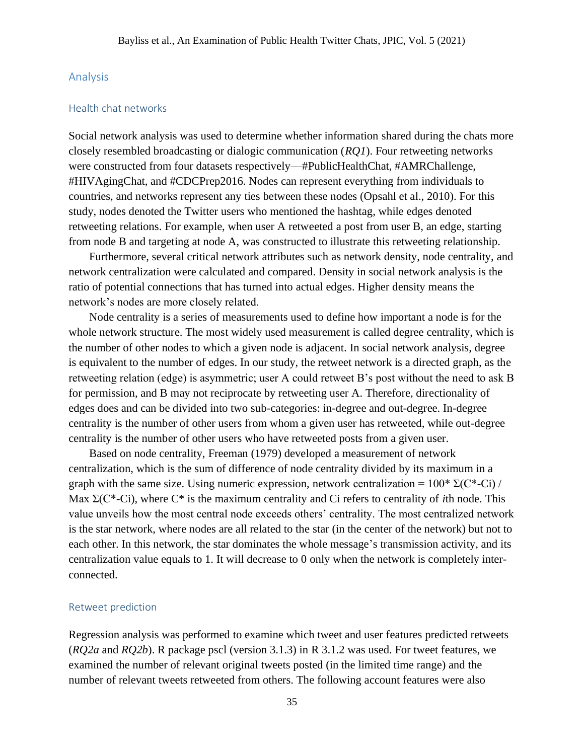## Analysis

### Health chat networks

Social network analysis was used to determine whether information shared during the chats more closely resembled broadcasting or dialogic communication (*RQ1*). Four retweeting networks were constructed from four datasets respectively—#PublicHealthChat, #AMRChallenge, #HIVAgingChat, and #CDCPrep2016. Nodes can represent everything from individuals to countries, and networks represent any ties between these nodes (Opsahl et al., 2010). For this study, nodes denoted the Twitter users who mentioned the hashtag, while edges denoted retweeting relations. For example, when user A retweeted a post from user B, an edge, starting from node B and targeting at node A, was constructed to illustrate this retweeting relationship.

Furthermore, several critical network attributes such as network density, node centrality, and network centralization were calculated and compared. Density in social network analysis is the ratio of potential connections that has turned into actual edges. Higher density means the network's nodes are more closely related.

Node centrality is a series of measurements used to define how important a node is for the whole network structure. The most widely used measurement is called degree centrality, which is the number of other nodes to which a given node is adjacent. In social network analysis, degree is equivalent to the number of edges. In our study, the retweet network is a directed graph, as the retweeting relation (edge) is asymmetric; user A could retweet B's post without the need to ask B for permission, and B may not reciprocate by retweeting user A. Therefore, directionality of edges does and can be divided into two sub-categories: in-degree and out-degree. In-degree centrality is the number of other users from whom a given user has retweeted, while out-degree centrality is the number of other users who have retweeted posts from a given user.

Based on node centrality, Freeman (1979) developed a measurement of network centralization, which is the sum of difference of node centrality divided by its maximum in a graph with the same size. Using numeric expression, network centralization = $100 * \Sigma(C^* - C_i) / \text{Max } \Sigma(C^* - C_i)$, where $C^*$ is the maximum centrality and $C_i$ refers to centrality of *i*th node. This value unveils how the most central node exceeds others' centrality. The most centralized network is the star network, where nodes are all related to the star (in the center of the network) but not to each other. In this network, the star dominates the whole message's transmission activity, and its centralization value equals to 1. It will decrease to 0 only when the network is completely inter-connected.

### Retweet prediction

Regression analysis was performed to examine which tweet and user features predicted retweets (*RQ2a* and *RQ2b*). R package pscl (version 3.1.3) in R 3.1.2 was used. For tweet features, we examined the number of relevant original tweets posted (in the limited time range) and the number of relevant tweets retweeted from others. The following account features were also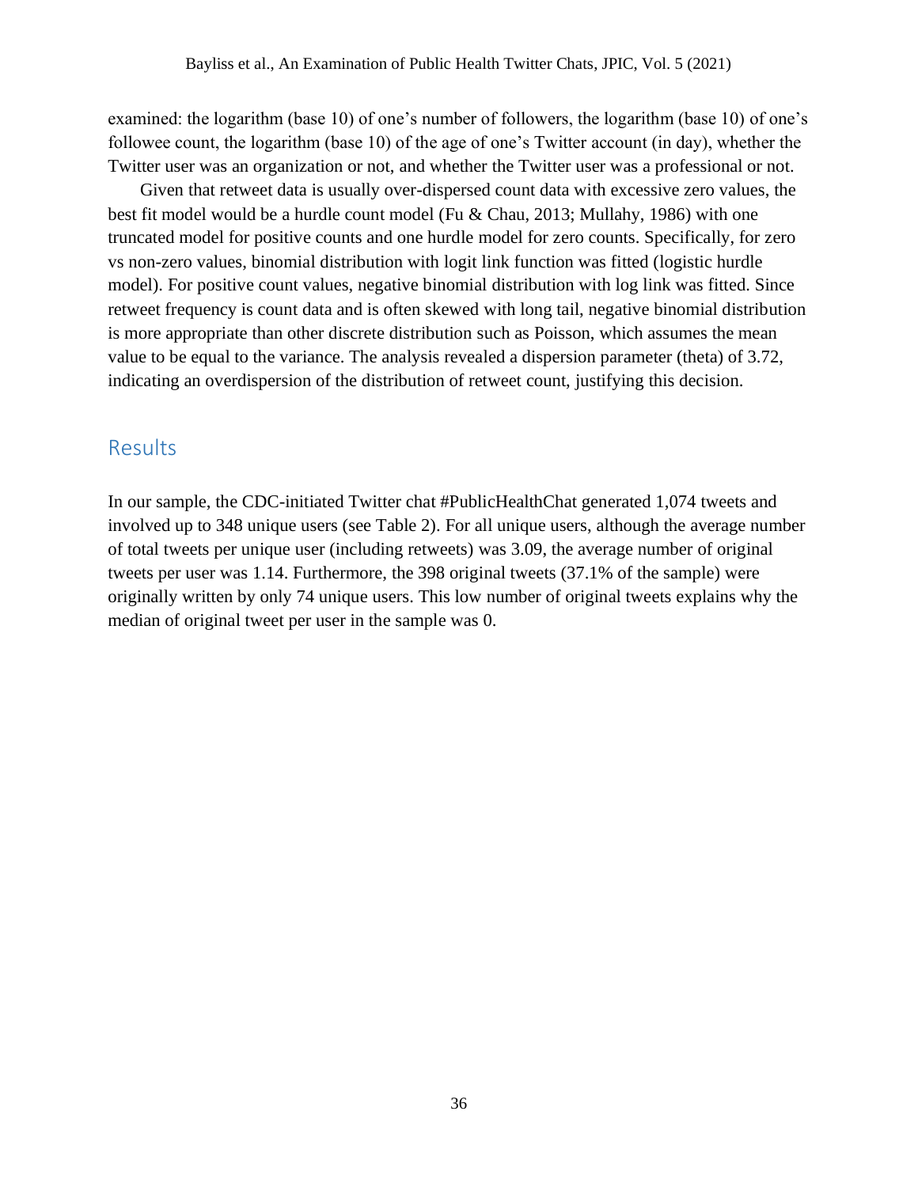examined: the logarithm (base 10) of one's number of followers, the logarithm (base 10) of one's followee count, the logarithm (base 10) of the age of one's Twitter account (in day), whether the Twitter user was an organization or not, and whether the Twitter user was a professional or not.

Given that retweet data is usually over-dispersed count data with excessive zero values, the best fit model would be a hurdle count model (Fu & Chau, 2013; Mullahy, 1986) with one truncated model for positive counts and one hurdle model for zero counts. Specifically, for zero vs non-zero values, binomial distribution with logit link function was fitted (logistic hurdle model). For positive count values, negative binomial distribution with log link was fitted. Since retweet frequency is count data and is often skewed with long tail, negative binomial distribution is more appropriate than other discrete distribution such as Poisson, which assumes the mean value to be equal to the variance. The analysis revealed a dispersion parameter (theta) of 3.72, indicating an overdispersion of the distribution of retweet count, justifying this decision.

## Results

In our sample, the CDC-initiated Twitter chat #PublicHealthChat generated 1,074 tweets and involved up to 348 unique users (see Table 2). For all unique users, although the average number of total tweets per unique user (including retweets) was 3.09, the average number of original tweets per user was 1.14. Furthermore, the 398 original tweets (37.1% of the sample) were originally written by only 74 unique users. This low number of original tweets explains why the median of original tweet per user in the sample was 0.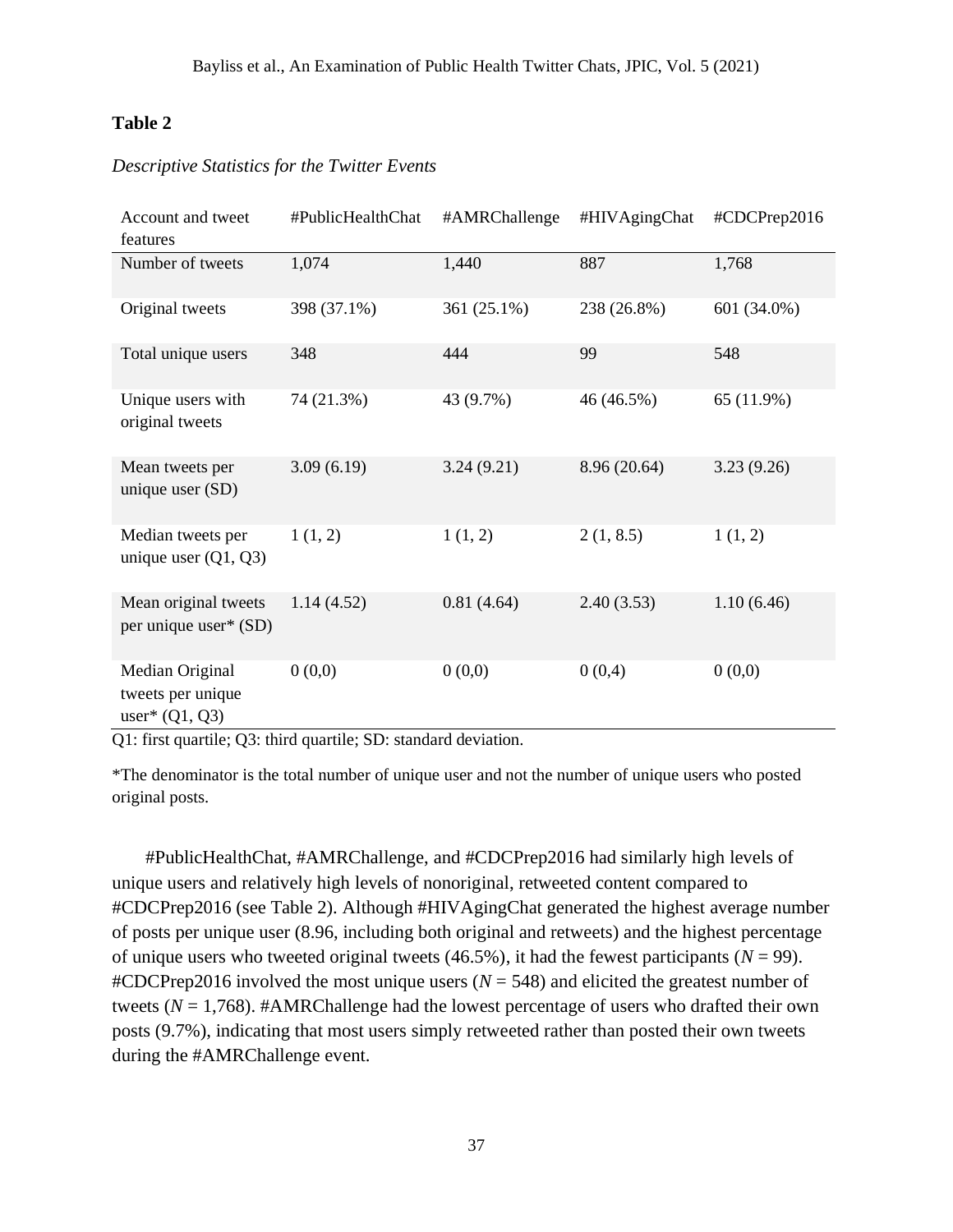**Table 2**

*Descriptive Statistics for the Twitter Events*

| Account and tweet features | #PublicHealthChat | #AMRChallenge | #HIVAgingChat | #CDCPrep2016 |
|---|---|---|---|---|
| Number of tweets | 1,074 | 1,440 | 887 | 1,768 |
| Original tweets | 398 (37.1%) | 361 (25.1%) | 238 (26.8%) | 601 (34.0%) |
| Total unique users | 348 | 444 | 99 | 548 |
| Unique users with original tweets | 74 (21.3%) | 43 (9.7%) | 46 (46.5%) | 65 (11.9%) |
| Mean tweets per unique user (SD) | 3.09 (6.19) | 3.24 (9.21) | 8.96 (20.64) | 3.23 (9.26) |
| Median tweets per unique user (Q1, Q3) | 1 (1, 2) | 1 (1, 2) | 2 (1, 8.5) | 1 (1, 2) |
| Mean original tweets per unique user* (SD) | 1.14 (4.52) | 0.81 (4.64) | 2.40 (3.53) | 1.10 (6.46) |
| Median Original tweets per unique user* (Q1, Q3) | 0 (0,0) | 0 (0,0) | 0 (0,4) | 0 (0,0) |

Q1: first quartile; Q3: third quartile; SD: standard deviation.

*The denominator is the total number of unique user and not the number of unique users who posted original posts.

#PublicHealthChat, #AMRChallenge, and #CDCPrep2016 had similarly high levels of unique users and relatively high levels of nonoriginal, retweeted content compared to #CDCPrep2016 (see Table 2). Although #HIVAgingChat generated the highest average number of posts per unique user (8.96, including both original and retweets) and the highest percentage of unique users who tweeted original tweets (46.5%), it had the fewest participants (*N* = 99). #CDCPrep2016 involved the most unique users (*N* = 548) and elicited the greatest number of tweets (*N* = 1,768). #AMRChallenge had the lowest percentage of users who drafted their own posts (9.7%), indicating that most users simply retweeted rather than posted their own tweets during the #AMRChallenge event.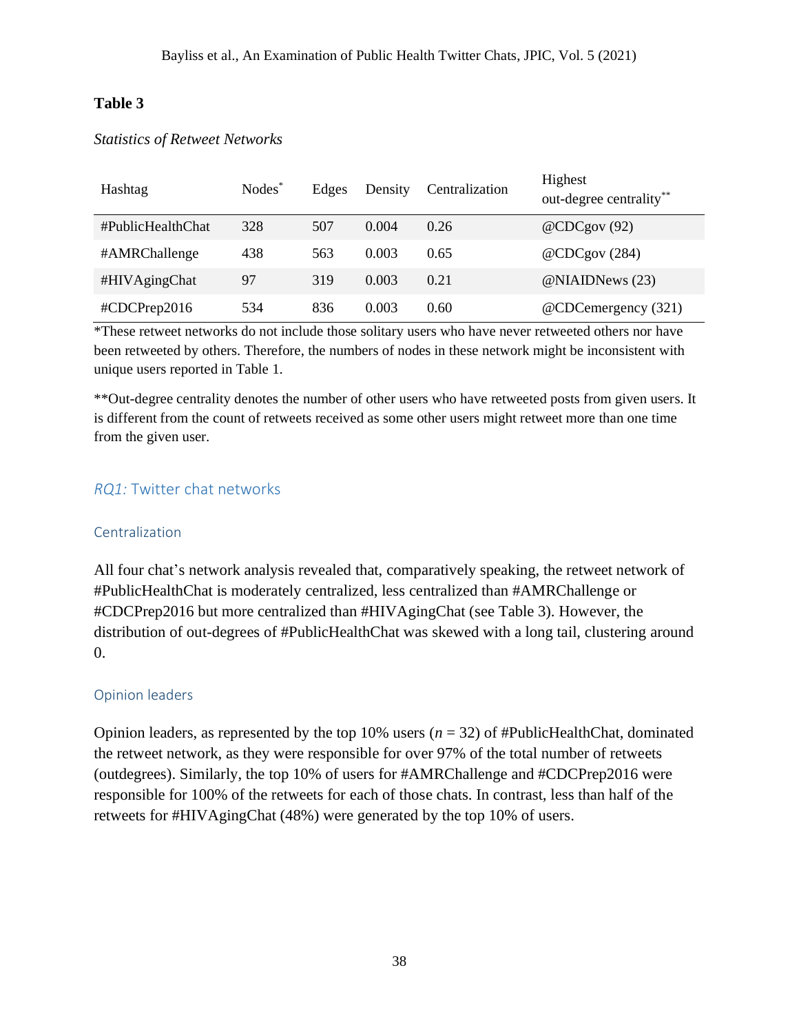**Table 3**

*Statistics of Retweet Networks*

| Hashtag | Nodes* | Edges | Density | Centralization | Highest out-degree centrality** |
|---|---|---|---|---|---|
| #PublicHealthChat | 328 | 507 | 0.004 | 0.26 | @CDCgov (92) |
| #AMRChallenge | 438 | 563 | 0.003 | 0.65 | @CDCgov (284) |
| #HIVAgingChat | 97 | 319 | 0.003 | 0.21 | @NIAIDNews (23) |
| #CDCPrep2016 | 534 | 836 | 0.003 | 0.60 | @CDCemergency (321) |

*These retweet networks do not include those solitary users who have never retweeted others nor have been retweeted by others. Therefore, the numbers of nodes in these network might be inconsistent with unique users reported in Table 1.

**Out-degree centrality denotes the number of other users who have retweeted posts from given users. It is different from the count of retweets received as some other users might retweet more than one time from the given user.

## *RQ1:* Twitter chat networks

### Centralization

All four chat's network analysis revealed that, comparatively speaking, the retweet network of #PublicHealthChat is moderately centralized, less centralized than #AMRChallenge or #CDCPrep2016 but more centralized than #HIVAgingChat (see Table 3). However, the distribution of out-degrees of #PublicHealthChat was skewed with a long tail, clustering around 0.

### Opinion leaders

Opinion leaders, as represented by the top 10% users (*n* = 32) of #PublicHealthChat, dominated the retweet network, as they were responsible for over 97% of the total number of retweets (outdegrees). Similarly, the top 10% of users for #AMRChallenge and #CDCPrep2016 were responsible for 100% of the retweets for each of those chats. In contrast, less than half of the retweets for #HIVAgingChat (48%) were generated by the top 10% of users.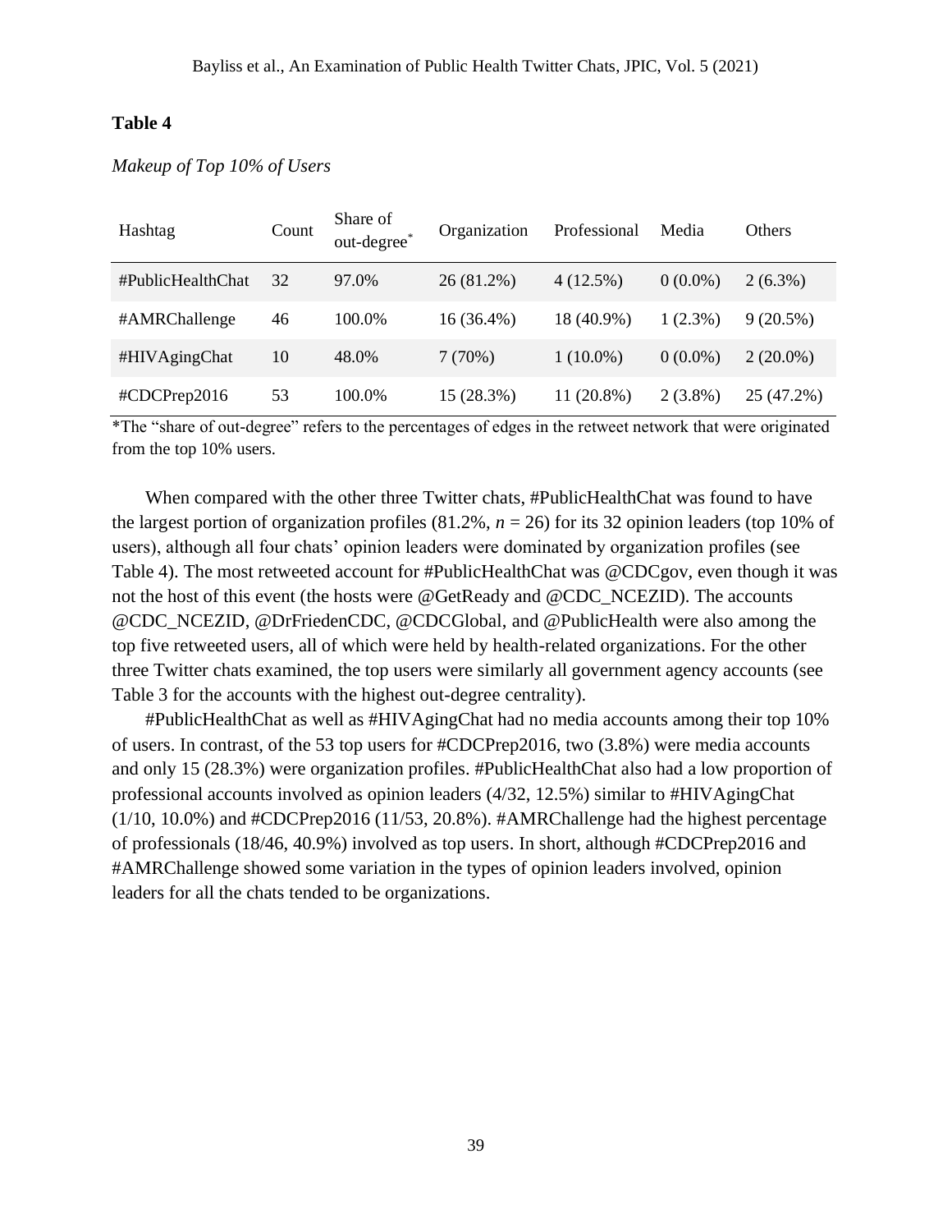**Table 4**

*Makeup of Top 10% of Users*

| Hashtag | Count | Share of out-degree* | Organization | Professional | Media | Others |
|---|---|---|---|---|---|---|
| #PublicHealthChat | 32 | 97.0% | 26 (81.2%) | 4 (12.5%) | 0 (0.0%) | 2 (6.3%) |
| #AMRChallenge | 46 | 100.0% | 16 (36.4%) | 18 (40.9%) | 1 (2.3%) | 9 (20.5%) |
| #HIVAgingChat | 10 | 48.0% | 7 (70%) | 1 (10.0%) | 0 (0.0%) | 2 (20.0%) |
| #CDCPrep2016 | 53 | 100.0% | 15 (28.3%) | 11 (20.8%) | 2 (3.8%) | 25 (47.2%) |

*The "share of out-degree" refers to the percentages of edges in the retweet network that were originated from the top 10% users.

When compared with the other three Twitter chats, #PublicHealthChat was found to have the largest portion of organization profiles (81.2%, $n = 26$) for its 32 opinion leaders (top 10% of users), although all four chats' opinion leaders were dominated by organization profiles (see Table 4). The most retweeted account for #PublicHealthChat was @CDCgov, even though it was not the host of this event (the hosts were @GetReady and @CDC_NCEZID). The accounts @CDC_NCEZID, @DrFriedenCDC, @CDCGlobal, and @PublicHealth were also among the top five retweeted users, all of which were held by health-related organizations. For the other three Twitter chats examined, the top users were similarly all government agency accounts (see Table 3 for the accounts with the highest out-degree centrality).

#PublicHealthChat as well as #HIVAgingChat had no media accounts among their top 10% of users. In contrast, of the 53 top users for #CDCPrep2016, two (3.8%) were media accounts and only 15 (28.3%) were organization profiles. #PublicHealthChat also had a low proportion of professional accounts involved as opinion leaders (4/32, 12.5%) similar to #HIVAgingChat (1/10, 10.0%) and #CDCPrep2016 (11/53, 20.8%). #AMRChallenge had the highest percentage of professionals (18/46, 40.9%) involved as top users. In short, although #CDCPrep2016 and #AMRChallenge showed some variation in the types of opinion leaders involved, opinion leaders for all the chats tended to be organizations.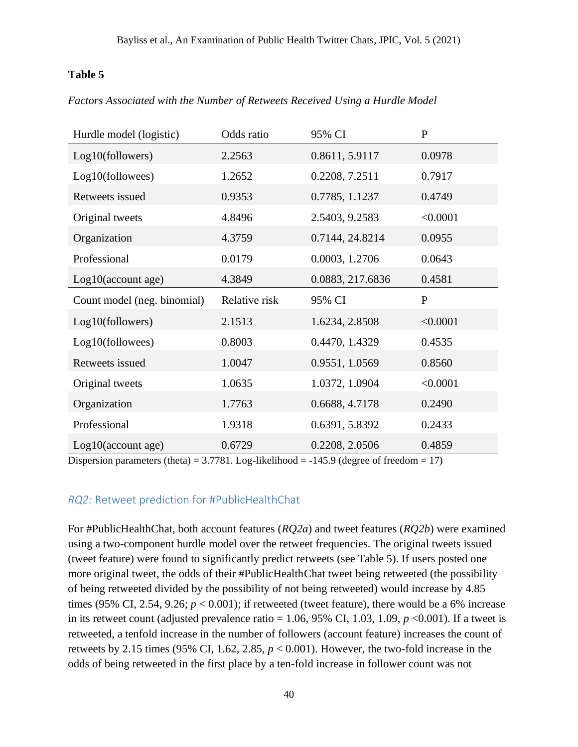**Table 5**

*Factors Associated with the Number of Retweets Received Using a Hurdle Model*

| Hurdle model (logistic) | Odds ratio | 95% CI | P |
|---|---|---|---|
| Log10(followers) | 2.2563 | 0.8611, 5.9117 | 0.0978 |
| Log10(followees) | 1.2652 | 0.2208, 7.2511 | 0.7917 |
| Retweets issued | 0.9353 | 0.7785, 1.1237 | 0.4749 |
| Original tweets | 4.8496 | 2.5403, 9.2583 | <0.0001 |
| Organization | 4.3759 | 0.7144, 24.8214 | 0.0955 |
| Professional | 0.0179 | 0.0003, 1.2706 | 0.0643 |
| Log10(account age) | 4.3849 | 0.0883, 217.6836 | 0.4581 |
| **Count model (neg. binomial)** | **Relative risk** | **95% CI** | **P** |
| Log10(followers) | 2.1513 | 1.6234, 2.8508 | <0.0001 |
| Log10(followees) | 0.8003 | 0.4470, 1.4329 | 0.4535 |
| Retweets issued | 1.0047 | 0.9551, 1.0569 | 0.8560 |
| Original tweets | 1.0635 | 1.0372, 1.0904 | <0.0001 |
| Organization | 1.7763 | 0.6688, 4.7178 | 0.2490 |
| Professional | 1.9318 | 0.6391, 5.8392 | 0.2433 |
| Log10(account age) | 0.6729 | 0.2208, 2.0506 | 0.4859 |

Dispersion parameters (theta) = 3.7781. Log-likelihood = -145.9 (degree of freedom = 17)

### *RQ2:* Retweet prediction for #PublicHealthChat

For #PublicHealthChat, both account features (*RQ2a*) and tweet features (*RQ2b*) were examined using a two-component hurdle model over the retweet frequencies. The original tweets issued (tweet feature) were found to significantly predict retweets (see Table 5). If users posted one more original tweet, the odds of their #PublicHealthChat tweet being retweeted (the possibility of being retweeted divided by the possibility of not being retweeted) would increase by 4.85 times (95% CI, 2.54, 9.26; $p < 0.001$); if retweeted (tweet feature), there would be a 6% increase in its retweet count (adjusted prevalence ratio = 1.06, 95% CI, 1.03, 1.09, $p < 0.001$). If a tweet is retweeted, a tenfold increase in the number of followers (account feature) increases the count of retweets by 2.15 times (95% CI, 1.62, 2.85, $p < 0.001$). However, the two-fold increase in the odds of being retweeted in the first place by a ten-fold increase in follower count was not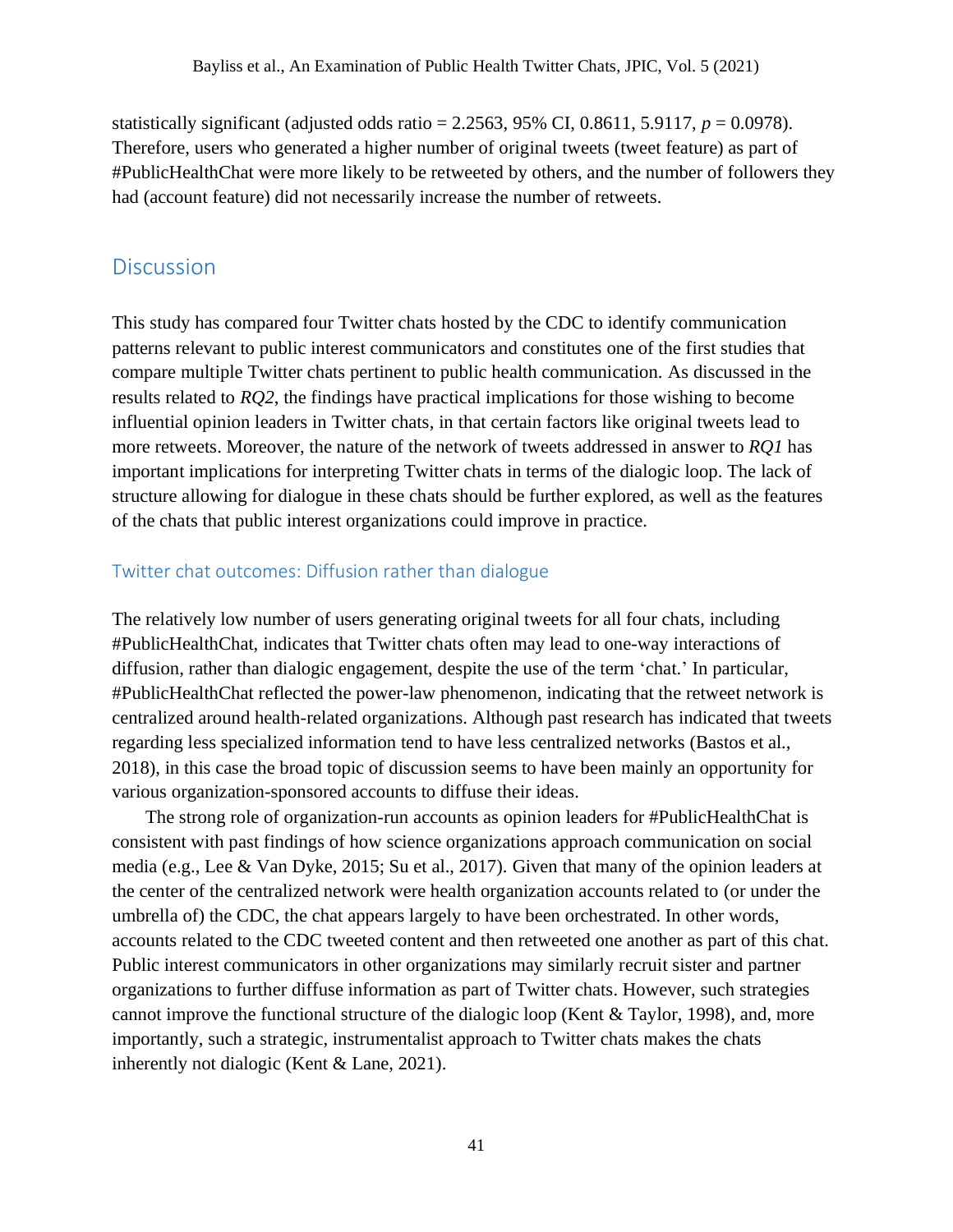statistically significant (adjusted odds ratio = 2.2563, 95% CI, 0.8611, 5.9117, $p = 0.0978$). Therefore, users who generated a higher number of original tweets (tweet feature) as part of #PublicHealthChat were more likely to be retweeted by others, and the number of followers they had (account feature) did not necessarily increase the number of retweets.

## Discussion

This study has compared four Twitter chats hosted by the CDC to identify communication patterns relevant to public interest communicators and constitutes one of the first studies that compare multiple Twitter chats pertinent to public health communication. As discussed in the results related to *RQ2*, the findings have practical implications for those wishing to become influential opinion leaders in Twitter chats, in that certain factors like original tweets lead to more retweets. Moreover, the nature of the network of tweets addressed in answer to *RQ1* has important implications for interpreting Twitter chats in terms of the dialogic loop. The lack of structure allowing for dialogue in these chats should be further explored, as well as the features of the chats that public interest organizations could improve in practice.

### Twitter chat outcomes: Diffusion rather than dialogue

The relatively low number of users generating original tweets for all four chats, including #PublicHealthChat, indicates that Twitter chats often may lead to one-way interactions of diffusion, rather than dialogic engagement, despite the use of the term 'chat.' In particular, #PublicHealthChat reflected the power-law phenomenon, indicating that the retweet network is centralized around health-related organizations. Although past research has indicated that tweets regarding less specialized information tend to have less centralized networks (Bastos et al., 2018), in this case the broad topic of discussion seems to have been mainly an opportunity for various organization-sponsored accounts to diffuse their ideas.

The strong role of organization-run accounts as opinion leaders for #PublicHealthChat is consistent with past findings of how science organizations approach communication on social media (e.g., Lee & Van Dyke, 2015; Su et al., 2017). Given that many of the opinion leaders at the center of the centralized network were health organization accounts related to (or under the umbrella of) the CDC, the chat appears largely to have been orchestrated. In other words, accounts related to the CDC tweeted content and then retweeted one another as part of this chat. Public interest communicators in other organizations may similarly recruit sister and partner organizations to further diffuse information as part of Twitter chats. However, such strategies cannot improve the functional structure of the dialogic loop (Kent & Taylor, 1998), and, more importantly, such a strategic, instrumentalist approach to Twitter chats makes the chats inherently not dialogic (Kent & Lane, 2021).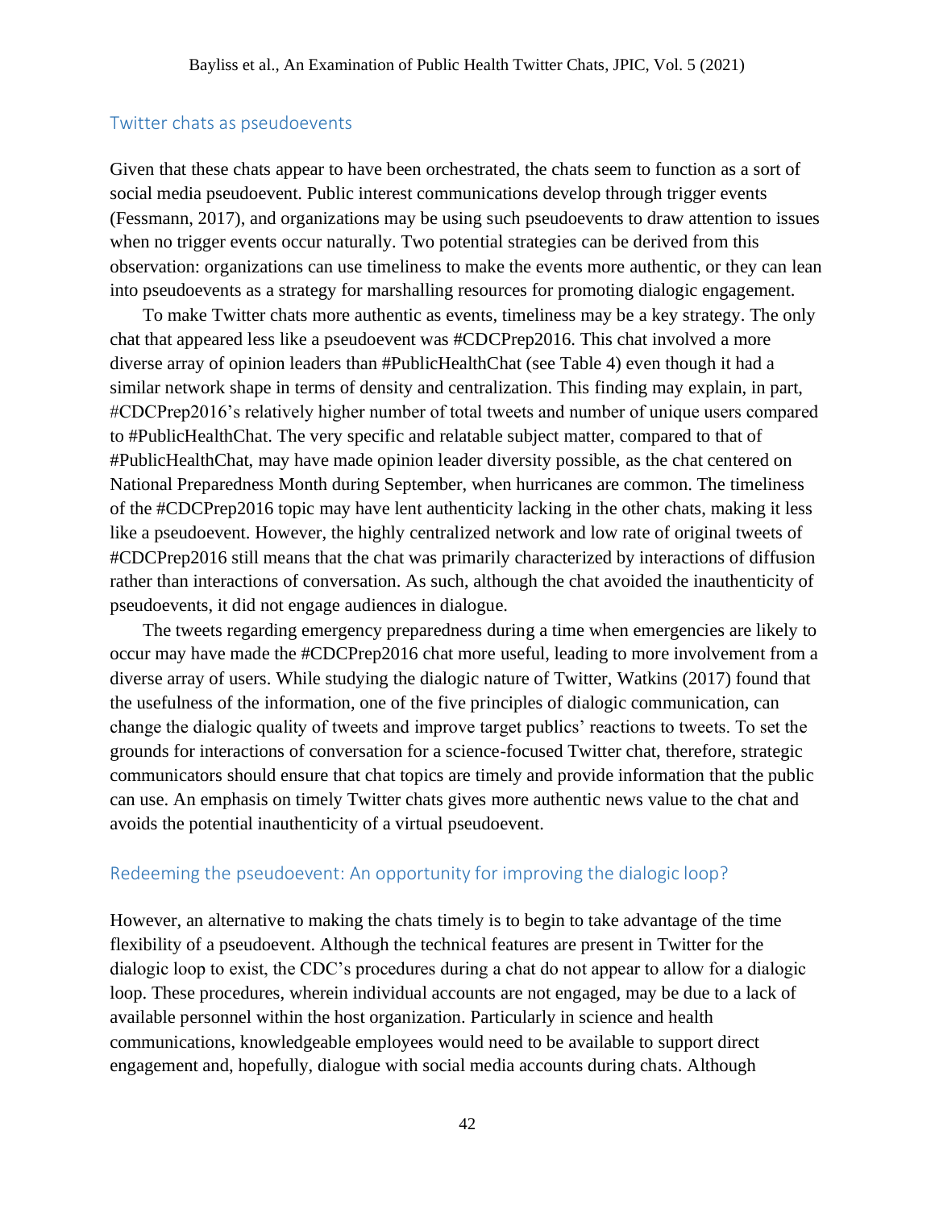## Twitter chats as pseudoevents

Given that these chats appear to have been orchestrated, the chats seem to function as a sort of social media pseudoevent. Public interest communications develop through trigger events (Fessmann, 2017), and organizations may be using such pseudoevents to draw attention to issues when no trigger events occur naturally. Two potential strategies can be derived from this observation: organizations can use timeliness to make the events more authentic, or they can lean into pseudoevents as a strategy for marshalling resources for promoting dialogic engagement.

To make Twitter chats more authentic as events, timeliness may be a key strategy. The only chat that appeared less like a pseudoevent was #CDCPrep2016. This chat involved a more diverse array of opinion leaders than #PublicHealthChat (see Table 4) even though it had a similar network shape in terms of density and centralization. This finding may explain, in part, #CDCPrep2016's relatively higher number of total tweets and number of unique users compared to #PublicHealthChat. The very specific and relatable subject matter, compared to that of #PublicHealthChat, may have made opinion leader diversity possible, as the chat centered on National Preparedness Month during September, when hurricanes are common. The timeliness of the #CDCPrep2016 topic may have lent authenticity lacking in the other chats, making it less like a pseudoevent. However, the highly centralized network and low rate of original tweets of #CDCPrep2016 still means that the chat was primarily characterized by interactions of diffusion rather than interactions of conversation. As such, although the chat avoided the inauthenticity of pseudoevents, it did not engage audiences in dialogue.

The tweets regarding emergency preparedness during a time when emergencies are likely to occur may have made the #CDCPrep2016 chat more useful, leading to more involvement from a diverse array of users. While studying the dialogic nature of Twitter, Watkins (2017) found that the usefulness of the information, one of the five principles of dialogic communication, can change the dialogic quality of tweets and improve target publics' reactions to tweets. To set the grounds for interactions of conversation for a science-focused Twitter chat, therefore, strategic communicators should ensure that chat topics are timely and provide information that the public can use. An emphasis on timely Twitter chats gives more authentic news value to the chat and avoids the potential inauthenticity of a virtual pseudoevent.

## Redeeming the pseudoevent: An opportunity for improving the dialogic loop?

However, an alternative to making the chats timely is to begin to take advantage of the time flexibility of a pseudoevent. Although the technical features are present in Twitter for the dialogic loop to exist, the CDC's procedures during a chat do not appear to allow for a dialogic loop. These procedures, wherein individual accounts are not engaged, may be due to a lack of available personnel within the host organization. Particularly in science and health communications, knowledgeable employees would need to be available to support direct engagement and, hopefully, dialogue with social media accounts during chats. Although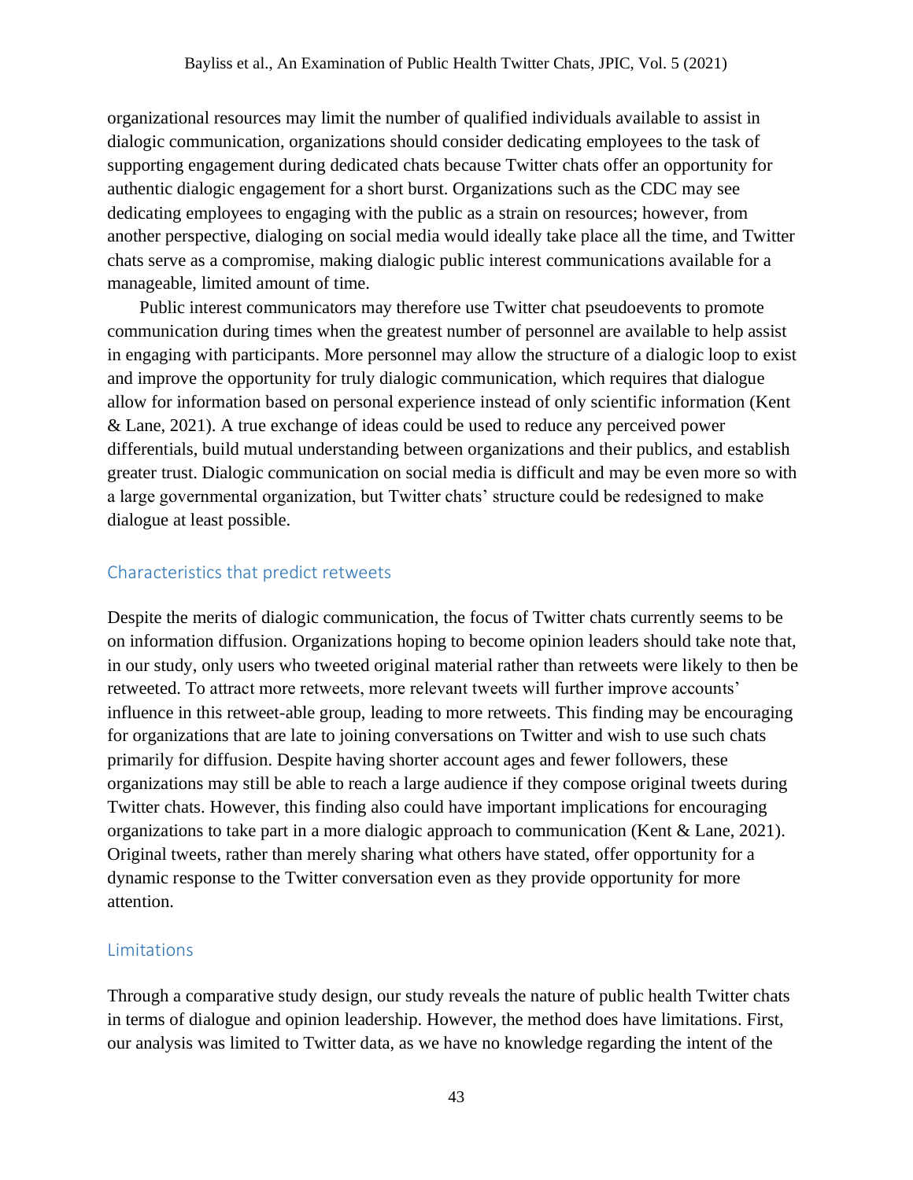organizational resources may limit the number of qualified individuals available to assist in dialogic communication, organizations should consider dedicating employees to the task of supporting engagement during dedicated chats because Twitter chats offer an opportunity for authentic dialogic engagement for a short burst. Organizations such as the CDC may see dedicating employees to engaging with the public as a strain on resources; however, from another perspective, dialoging on social media would ideally take place all the time, and Twitter chats serve as a compromise, making dialogic public interest communications available for a manageable, limited amount of time.

Public interest communicators may therefore use Twitter chat pseudoevents to promote communication during times when the greatest number of personnel are available to help assist in engaging with participants. More personnel may allow the structure of a dialogic loop to exist and improve the opportunity for truly dialogic communication, which requires that dialogue allow for information based on personal experience instead of only scientific information (Kent & Lane, 2021). A true exchange of ideas could be used to reduce any perceived power differentials, build mutual understanding between organizations and their publics, and establish greater trust. Dialogic communication on social media is difficult and may be even more so with a large governmental organization, but Twitter chats' structure could be redesigned to make dialogue at least possible.

### Characteristics that predict retweets

Despite the merits of dialogic communication, the focus of Twitter chats currently seems to be on information diffusion. Organizations hoping to become opinion leaders should take note that, in our study, only users who tweeted original material rather than retweets were likely to then be retweeted. To attract more retweets, more relevant tweets will further improve accounts' influence in this retweet-able group, leading to more retweets. This finding may be encouraging for organizations that are late to joining conversations on Twitter and wish to use such chats primarily for diffusion. Despite having shorter account ages and fewer followers, these organizations may still be able to reach a large audience if they compose original tweets during Twitter chats. However, this finding also could have important implications for encouraging organizations to take part in a more dialogic approach to communication (Kent & Lane, 2021). Original tweets, rather than merely sharing what others have stated, offer opportunity for a dynamic response to the Twitter conversation even as they provide opportunity for more attention.

### Limitations

Through a comparative study design, our study reveals the nature of public health Twitter chats in terms of dialogue and opinion leadership. However, the method does have limitations. First, our analysis was limited to Twitter data, as we have no knowledge regarding the intent of the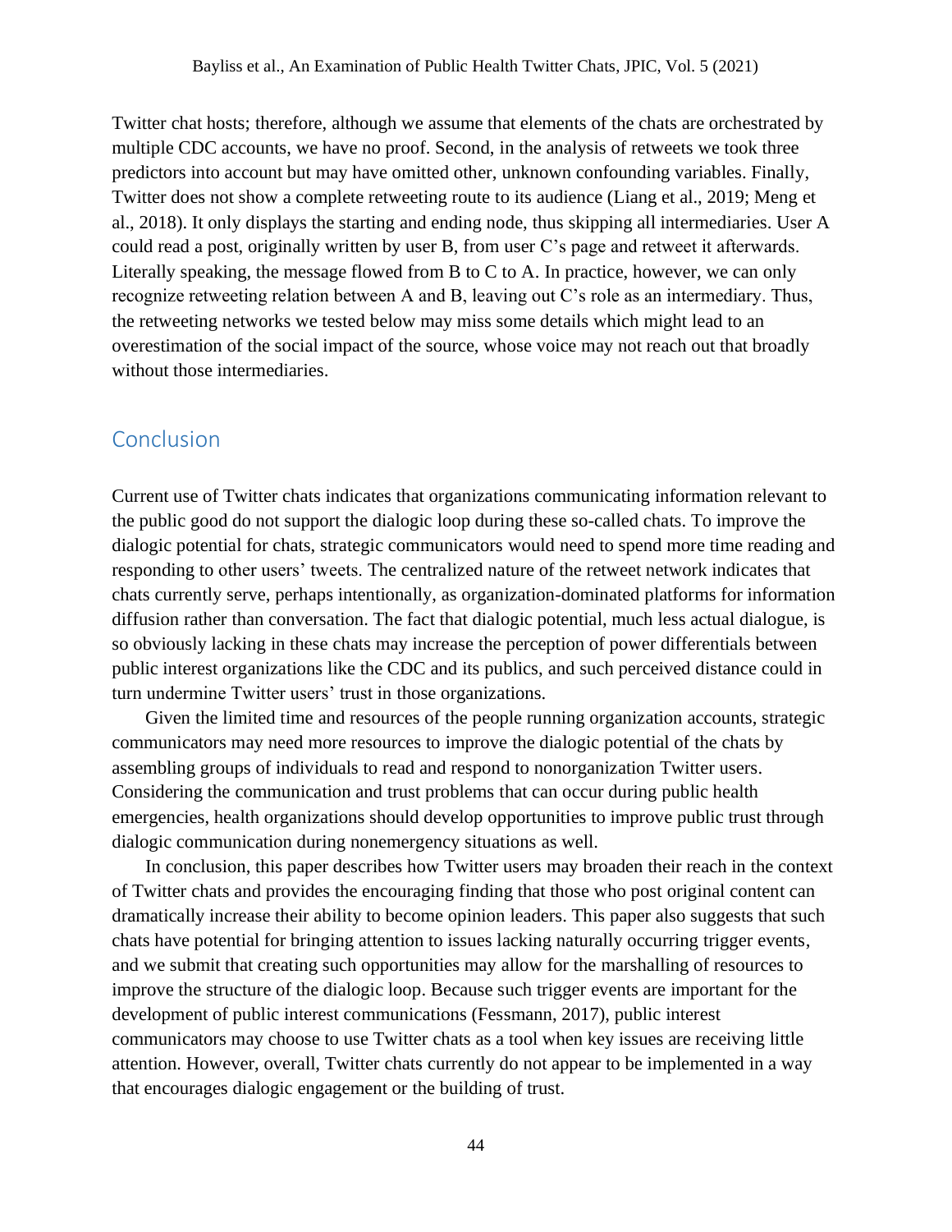Twitter chat hosts; therefore, although we assume that elements of the chats are orchestrated by multiple CDC accounts, we have no proof. Second, in the analysis of retweets we took three predictors into account but may have omitted other, unknown confounding variables. Finally, Twitter does not show a complete retweeting route to its audience (Liang et al., 2019; Meng et al., 2018). It only displays the starting and ending node, thus skipping all intermediaries. User A could read a post, originally written by user B, from user C's page and retweet it afterwards. Literally speaking, the message flowed from B to C to A. In practice, however, we can only recognize retweeting relation between A and B, leaving out C's role as an intermediary. Thus, the retweeting networks we tested below may miss some details which might lead to an overestimation of the social impact of the source, whose voice may not reach out that broadly without those intermediaries.

## Conclusion

Current use of Twitter chats indicates that organizations communicating information relevant to the public good do not support the dialogic loop during these so-called chats. To improve the dialogic potential for chats, strategic communicators would need to spend more time reading and responding to other users' tweets. The centralized nature of the retweet network indicates that chats currently serve, perhaps intentionally, as organization-dominated platforms for information diffusion rather than conversation. The fact that dialogic potential, much less actual dialogue, is so obviously lacking in these chats may increase the perception of power differentials between public interest organizations like the CDC and its publics, and such perceived distance could in turn undermine Twitter users' trust in those organizations.

Given the limited time and resources of the people running organization accounts, strategic communicators may need more resources to improve the dialogic potential of the chats by assembling groups of individuals to read and respond to nonorganization Twitter users. Considering the communication and trust problems that can occur during public health emergencies, health organizations should develop opportunities to improve public trust through dialogic communication during nonemergency situations as well.

In conclusion, this paper describes how Twitter users may broaden their reach in the context of Twitter chats and provides the encouraging finding that those who post original content can dramatically increase their ability to become opinion leaders. This paper also suggests that such chats have potential for bringing attention to issues lacking naturally occurring trigger events, and we submit that creating such opportunities may allow for the marshalling of resources to improve the structure of the dialogic loop. Because such trigger events are important for the development of public interest communications (Fessmann, 2017), public interest communicators may choose to use Twitter chats as a tool when key issues are receiving little attention. However, overall, Twitter chats currently do not appear to be implemented in a way that encourages dialogic engagement or the building of trust.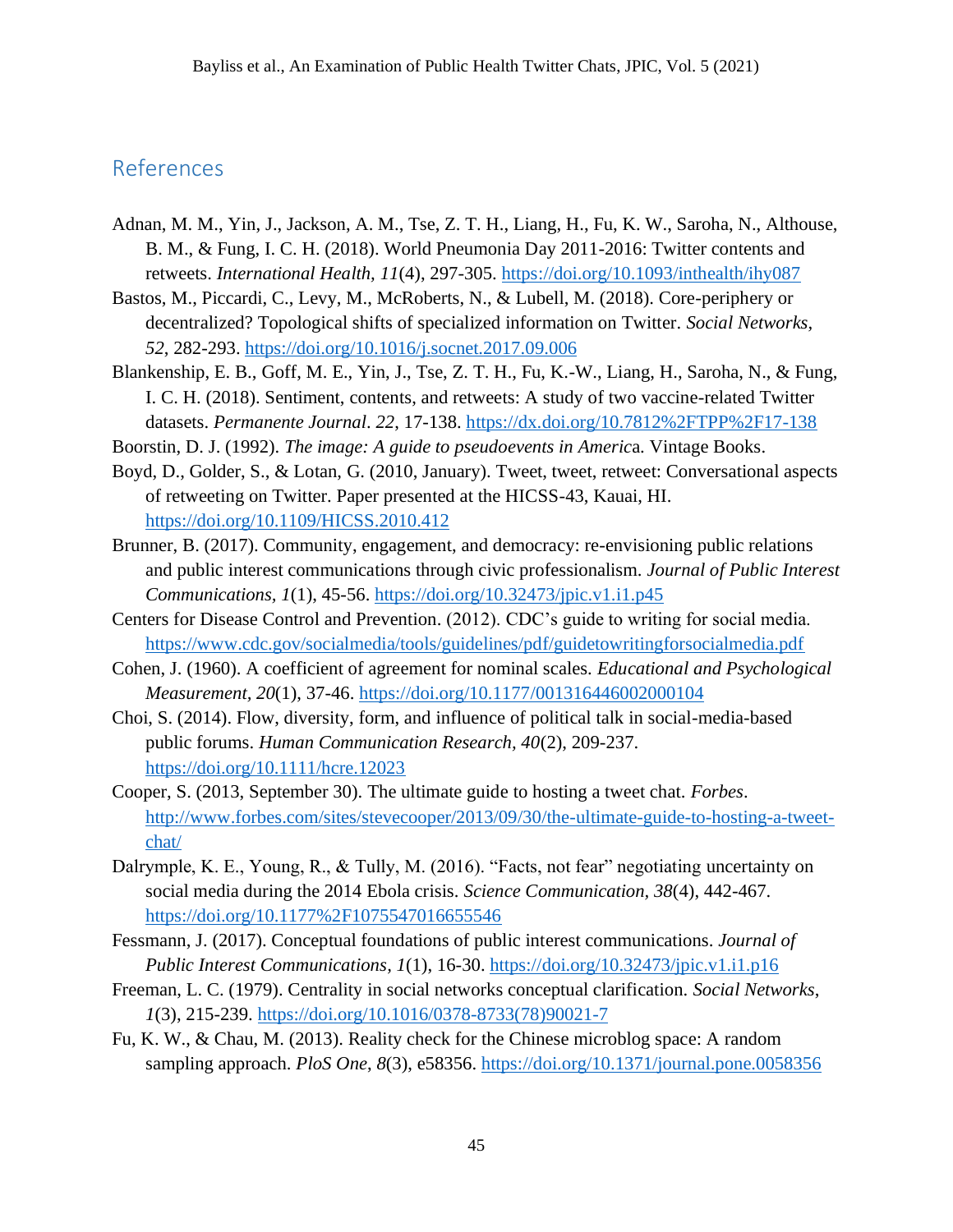## References

Adnan, M. M., Yin, J., Jackson, A. M., Tse, Z. T. H., Liang, H., Fu, K. W., Saroha, N., Althouse, B. M., & Fung, I. C. H. (2018). World Pneumonia Day 2011-2016: Twitter contents and retweets. *International Health, 11*(4), 297-305. https://doi.org/10.1093/inthealth/ihy087

Bastos, M., Piccardi, C., Levy, M., McRoberts, N., & Lubell, M. (2018). Core-periphery or decentralized? Topological shifts of specialized information on Twitter. *Social Networks, 52*, 282-293. https://doi.org/10.1016/j.socnet.2017.09.006

Blankenship, E. B., Goff, M. E., Yin, J., Tse, Z. T. H., Fu, K.-W., Liang, H., Saroha, N., & Fung, I. C. H. (2018). Sentiment, contents, and retweets: A study of two vaccine-related Twitter datasets. *Permanente Journal*. *22*, 17-138. https://dx.doi.org/10.7812%2FTPP%2F17-138

Boorstin, D. J. (1992). *The image: A guide to pseudoevents in America*. Vintage Books.

Boyd, D., Golder, S., & Lotan, G. (2010, January). Tweet, tweet, retweet: Conversational aspects of retweeting on Twitter. Paper presented at the HICSS-43, Kauai, HI. https://doi.org/10.1109/HICSS.2010.412

Brunner, B. (2017). Community, engagement, and democracy: re-envisioning public relations and public interest communications through civic professionalism. *Journal of Public Interest Communications*, *1*(1), 45-56. https://doi.org/10.32473/jpic.v1.i1.p45

Centers for Disease Control and Prevention. (2012). CDC's guide to writing for social media. https://www.cdc.gov/socialmedia/tools/guidelines/pdf/guidetowritingforsocialmedia.pdf

Cohen, J. (1960). A coefficient of agreement for nominal scales. *Educational and Psychological Measurement, 20*(1), 37-46. https://doi.org/10.1177/001316446002000104

Choi, S. (2014). Flow, diversity, form, and influence of political talk in social-media-based public forums. *Human Communication Research, 40*(2), 209-237. https://doi.org/10.1111/hcre.12023

Cooper, S. (2013, September 30). The ultimate guide to hosting a tweet chat. *Forbes*. http://www.forbes.com/sites/stevecooper/2013/09/30/the-ultimate-guide-to-hosting-a-tweet-chat/

Dalrymple, K. E., Young, R., & Tully, M. (2016). "Facts, not fear" negotiating uncertainty on social media during the 2014 Ebola crisis. *Science Communication, 38*(4), 442-467. https://doi.org/10.1177%2F1075547016655546

Fessmann, J. (2017). Conceptual foundations of public interest communications. *Journal of Public Interest Communications*, *1*(1), 16-30. https://doi.org/10.32473/jpic.v1.i1.p16

Freeman, L. C. (1979). Centrality in social networks conceptual clarification. *Social Networks*, *1*(3), 215-239. https://doi.org/10.1016/0378-8733(78)90021-7

Fu, K. W., & Chau, M. (2013). Reality check for the Chinese microblog space: A random sampling approach. *PloS One*, *8*(3), e58356. https://doi.org/10.1371/journal.pone.0058356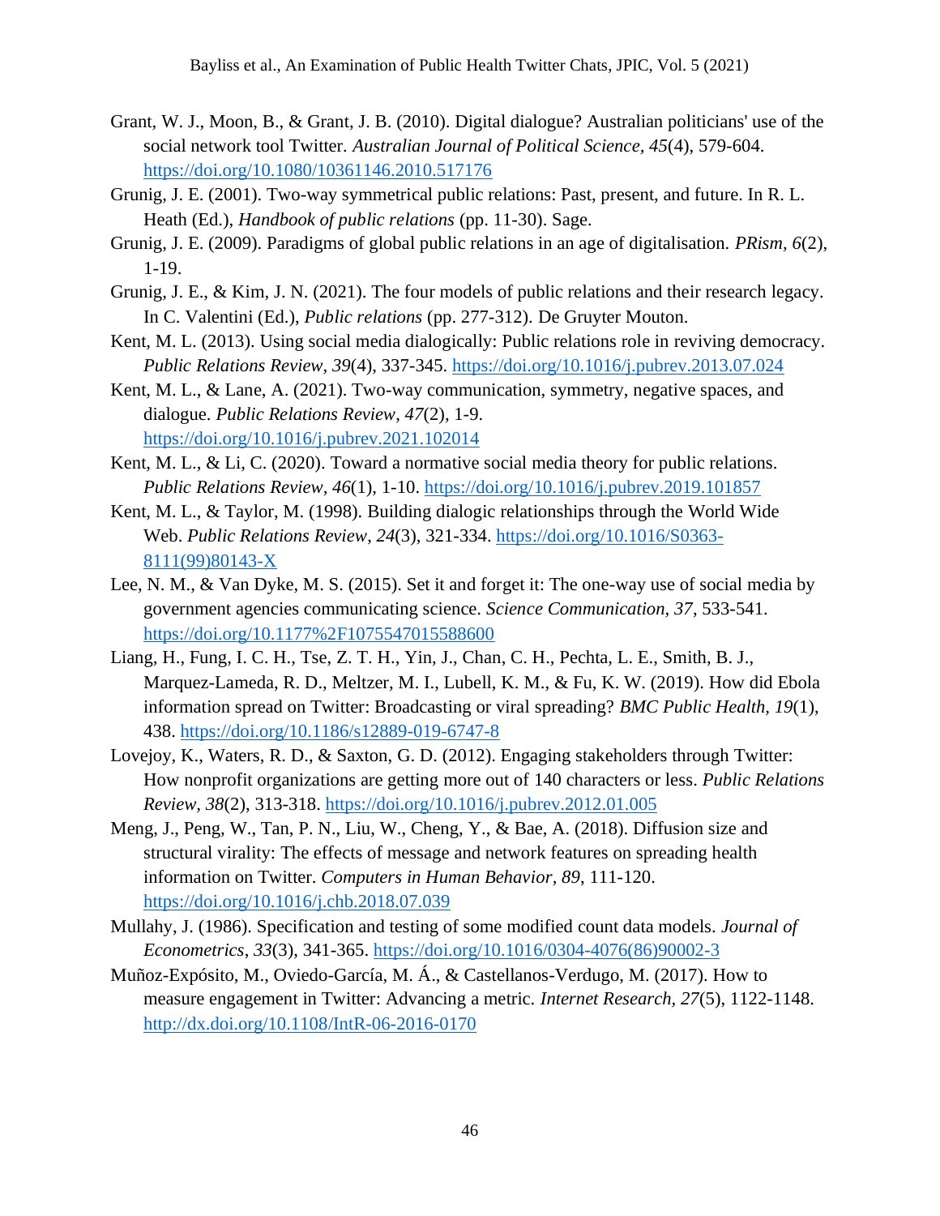Grant, W. J., Moon, B., & Grant, J. B. (2010). Digital dialogue? Australian politicians' use of the social network tool Twitter. *Australian Journal of Political Science, 45*(4), 579-604. https://doi.org/10.1080/10361146.2010.517176

Grunig, J. E. (2001). Two-way symmetrical public relations: Past, present, and future. In R. L. Heath (Ed.), *Handbook of public relations* (pp. 11-30). Sage.

Grunig, J. E. (2009). Paradigms of global public relations in an age of digitalisation. *PRism, 6*(2), 1-19.

Grunig, J. E., & Kim, J. N. (2021). The four models of public relations and their research legacy. In C. Valentini (Ed.), *Public relations* (pp. 277-312). De Gruyter Mouton.

Kent, M. L. (2013). Using social media dialogically: Public relations role in reviving democracy. *Public Relations Review, 39*(4), 337-345. https://doi.org/10.1016/j.pubrev.2013.07.024

Kent, M. L., & Lane, A. (2021). Two-way communication, symmetry, negative spaces, and dialogue. *Public Relations Review, 47*(2), 1-9. https://doi.org/10.1016/j.pubrev.2021.102014

Kent, M. L., & Li, C. (2020). Toward a normative social media theory for public relations. *Public Relations Review, 46*(1), 1-10. https://doi.org/10.1016/j.pubrev.2019.101857

Kent, M. L., & Taylor, M. (1998). Building dialogic relationships through the World Wide Web. *Public Relations Review, 24*(3), 321-334. https://doi.org/10.1016/S0363-8111(99)80143-X

Lee, N. M., & Van Dyke, M. S. (2015). Set it and forget it: The one-way use of social media by government agencies communicating science. *Science Communication, 37*, 533-541. https://doi.org/10.1177%2F1075547015588600

Liang, H., Fung, I. C. H., Tse, Z. T. H., Yin, J., Chan, C. H., Pechta, L. E., Smith, B. J., Marquez-Lameda, R. D., Meltzer, M. I., Lubell, K. M., & Fu, K. W. (2019). How did Ebola information spread on Twitter: Broadcasting or viral spreading? *BMC Public Health, 19*(1), 438. https://doi.org/10.1186/s12889-019-6747-8

Lovejoy, K., Waters, R. D., & Saxton, G. D. (2012). Engaging stakeholders through Twitter: How nonprofit organizations are getting more out of 140 characters or less. *Public Relations Review, 38*(2), 313-318. https://doi.org/10.1016/j.pubrev.2012.01.005

Meng, J., Peng, W., Tan, P. N., Liu, W., Cheng, Y., & Bae, A. (2018). Diffusion size and structural virality: The effects of message and network features on spreading health information on Twitter. *Computers in Human Behavior, 89*, 111-120. https://doi.org/10.1016/j.chb.2018.07.039

Mullahy, J. (1986). Specification and testing of some modified count data models. *Journal of Econometrics, 33*(3), 341-365. https://doi.org/10.1016/0304-4076(86)90002-3

Muñoz-Expósito, M., Oviedo-García, M. Á., & Castellanos-Verdugo, M. (2017). How to measure engagement in Twitter: Advancing a metric. *Internet Research, 27*(5), 1122-1148. http://dx.doi.org/10.1108/IntR-06-2016-0170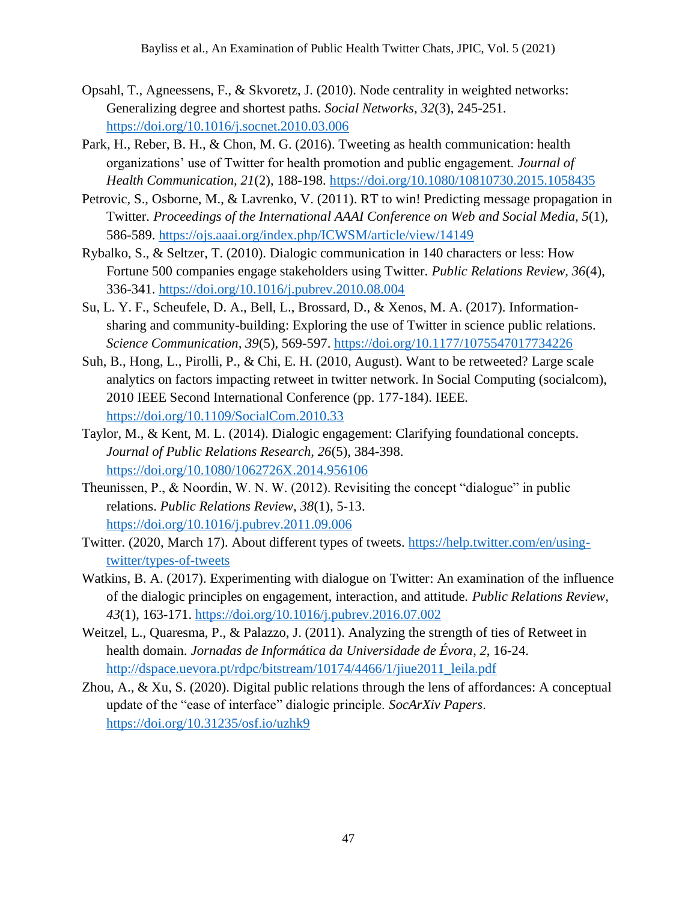Opsahl, T., Agneessens, F., & Skvoretz, J. (2010). Node centrality in weighted networks: Generalizing degree and shortest paths. *Social Networks*, *32*(3), 245-251. https://doi.org/10.1016/j.socnet.2010.03.006

Park, H., Reber, B. H., & Chon, M. G. (2016). Tweeting as health communication: health organizations' use of Twitter for health promotion and public engagement. *Journal of Health Communication*, *21*(2), 188-198. https://doi.org/10.1080/10810730.2015.1058435

Petrovic, S., Osborne, M., & Lavrenko, V. (2011). RT to win! Predicting message propagation in Twitter. *Proceedings of the International AAAI Conference on Web and Social Media*, *5*(1), 586-589. https://ojs.aaai.org/index.php/ICWSM/article/view/14149

Rybalko, S., & Seltzer, T. (2010). Dialogic communication in 140 characters or less: How Fortune 500 companies engage stakeholders using Twitter. *Public Relations Review*, *36*(4), 336-341. https://doi.org/10.1016/j.pubrev.2010.08.004

Su, L. Y. F., Scheufele, D. A., Bell, L., Brossard, D., & Xenos, M. A. (2017). Information-sharing and community-building: Exploring the use of Twitter in science public relations. *Science Communication*, *39*(5), 569-597. https://doi.org/10.1177/1075547017734226

Suh, B., Hong, L., Pirolli, P., & Chi, E. H. (2010, August). Want to be retweeted? Large scale analytics on factors impacting retweet in twitter network. In Social Computing (socialcom), 2010 IEEE Second International Conference (pp. 177-184). IEEE. https://doi.org/10.1109/SocialCom.2010.33

Taylor, M., & Kent, M. L. (2014). Dialogic engagement: Clarifying foundational concepts. *Journal of Public Relations Research*, *26*(5), 384-398. https://doi.org/10.1080/1062726X.2014.956106

Theunissen, P., & Noordin, W. N. W. (2012). Revisiting the concept "dialogue" in public relations. *Public Relations Review*, *38*(1), 5-13. https://doi.org/10.1016/j.pubrev.2011.09.006

Twitter. (2020, March 17). About different types of tweets. https://help.twitter.com/en/using-twitter/types-of-tweets

Watkins, B. A. (2017). Experimenting with dialogue on Twitter: An examination of the influence of the dialogic principles on engagement, interaction, and attitude. *Public Relations Review*, *43*(1), 163-171. https://doi.org/10.1016/j.pubrev.2016.07.002

Weitzel, L., Quaresma, P., & Palazzo, J. (2011). Analyzing the strength of ties of Retweet in health domain. *Jornadas de Informática da Universidade de Évora*, *2*, 16-24. http://dspace.uevora.pt/rdpc/bitstream/10174/4466/1/jiue2011_leila.pdf

Zhou, A., & Xu, S. (2020). Digital public relations through the lens of affordances: A conceptual update of the "ease of interface" dialogic principle. *SocArXiv Papers*. https://doi.org/10.31235/osf.io/uzhk9